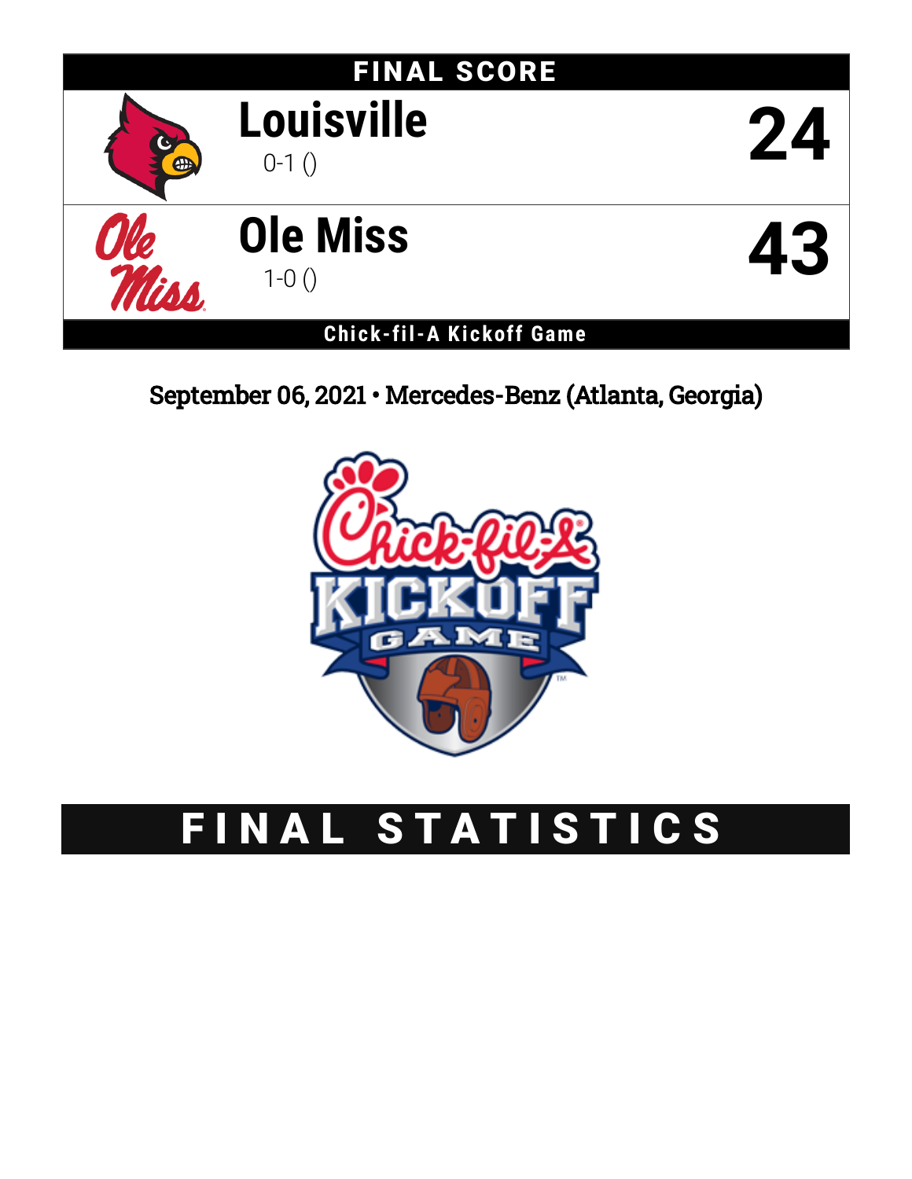# FINAL SCORE

| | | |
|---|---|---|
| **Louisville** 0-1 () | | **24** |
| **Ole Miss** 1-0 () | | **43** |

**Chick-fil-A Kickoff Game**

September 06, 2021 • Mercedes-Benz (Atlanta, Georgia)

# FINAL STATISTICS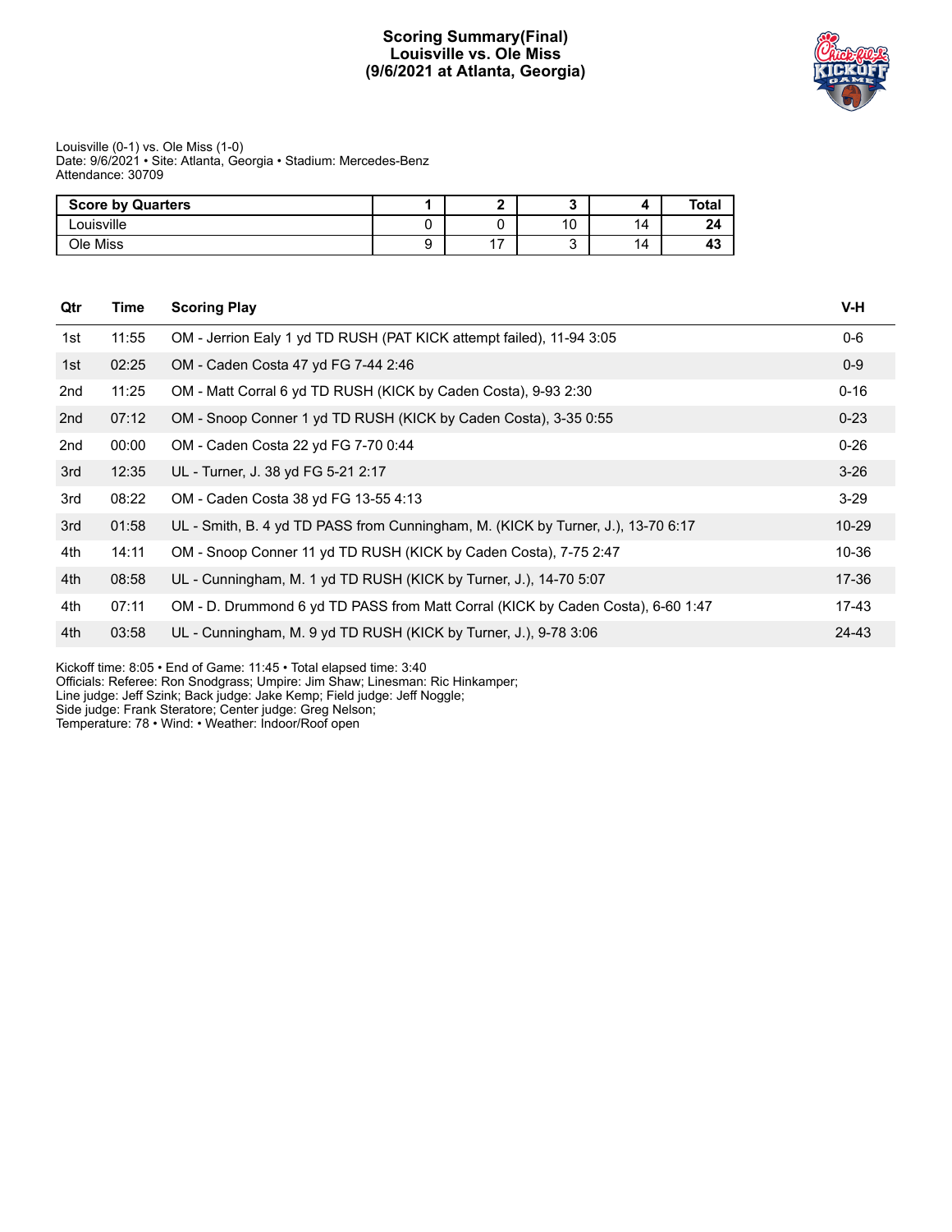# Scoring Summary(Final)
## Louisville vs. Ole Miss
## (9/6/2021 at Atlanta, Georgia)

Louisville (0-1) vs. Ole Miss (1-0)
Date: 9/6/2021 • Site: Atlanta, Georgia • Stadium: Mercedes-Benz
Attendance: 30709

| Score by Quarters | 1 | 2 | 3 | 4 | Total |
|---|---|---|---|---|---|
| Louisville | 0 | 0 | 10 | 14 | **24** |
| Ole Miss | 9 | 17 | 3 | 14 | **43** |

| Qtr | Time | Scoring Play | V-H |
|---|---|---|---|
| 1st | 11:55 | OM - Jerrion Ealy 1 yd TD RUSH (PAT KICK attempt failed), 11-94 3:05 | 0-6 |
| 1st | 02:25 | OM - Caden Costa 47 yd FG 7-44 2:46 | 0-9 |
| 2nd | 11:25 | OM - Matt Corral 6 yd TD RUSH (KICK by Caden Costa), 9-93 2:30 | 0-16 |
| 2nd | 07:12 | OM - Snoop Conner 1 yd TD RUSH (KICK by Caden Costa), 3-35 0:55 | 0-23 |
| 2nd | 00:00 | OM - Caden Costa 22 yd FG 7-70 0:44 | 0-26 |
| 3rd | 12:35 | UL - Turner, J. 38 yd FG 5-21 2:17 | 3-26 |
| 3rd | 08:22 | OM - Caden Costa 38 yd FG 13-55 4:13 | 3-29 |
| 3rd | 01:58 | UL - Smith, B. 4 yd TD PASS from Cunningham, M. (KICK by Turner, J.), 13-70 6:17 | 10-29 |
| 4th | 14:11 | OM - Snoop Conner 11 yd TD RUSH (KICK by Caden Costa), 7-75 2:47 | 10-36 |
| 4th | 08:58 | UL - Cunningham, M. 1 yd TD RUSH (KICK by Turner, J.), 14-70 5:07 | 17-36 |
| 4th | 07:11 | OM - D. Drummond 6 yd TD PASS from Matt Corral (KICK by Caden Costa), 6-60 1:47 | 17-43 |
| 4th | 03:58 | UL - Cunningham, M. 9 yd TD RUSH (KICK by Turner, J.), 9-78 3:06 | 24-43 |

Kickoff time: 8:05 • End of Game: 11:45 • Total elapsed time: 3:40
Officials: Referee: Ron Snodgrass; Umpire: Jim Shaw; Linesman: Ric Hinkamper;
Line judge: Jeff Szink; Back judge: Jake Kemp; Field judge: Jeff Noggle;
Side judge: Frank Steratore; Center judge: Greg Nelson;
Temperature: 78 • Wind: • Weather: Indoor/Roof open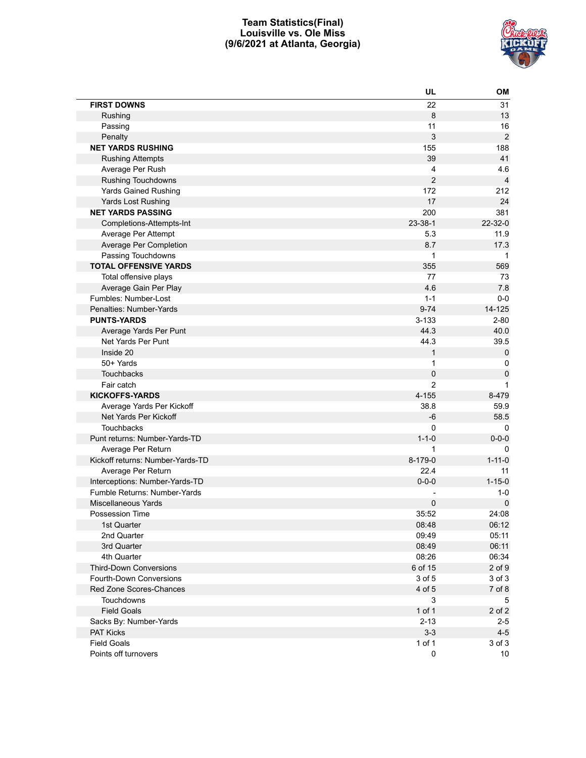# Team Statistics(Final)
## Louisville vs. Ole Miss
## (9/6/2021 at Atlanta, Georgia)

| | UL | OM |
|---|---|---|
| **FIRST DOWNS** | 22 | 31 |
| Rushing | 8 | 13 |
| Passing | 11 | 16 |
| Penalty | 3 | 2 |
| **NET YARDS RUSHING** | 155 | 188 |
| Rushing Attempts | 39 | 41 |
| Average Per Rush | 4 | 4.6 |
| Rushing Touchdowns | 2 | 4 |
| Yards Gained Rushing | 172 | 212 |
| Yards Lost Rushing | 17 | 24 |
| **NET YARDS PASSING** | 200 | 381 |
| Completions-Attempts-Int | 23-38-1 | 22-32-0 |
| Average Per Attempt | 5.3 | 11.9 |
| Average Per Completion | 8.7 | 17.3 |
| Passing Touchdowns | 1 | 1 |
| **TOTAL OFFENSIVE YARDS** | 355 | 569 |
| Total offensive plays | 77 | 73 |
| Average Gain Per Play | 4.6 | 7.8 |
| Fumbles: Number-Lost | 1-1 | 0-0 |
| Penalties: Number-Yards | 9-74 | 14-125 |
| **PUNTS-YARDS** | 3-133 | 2-80 |
| Average Yards Per Punt | 44.3 | 40.0 |
| Net Yards Per Punt | 44.3 | 39.5 |
| Inside 20 | 1 | 0 |
| 50+ Yards | 1 | 0 |
| Touchbacks | 0 | 0 |
| Fair catch | 2 | 1 |
| **KICKOFFS-YARDS** | 4-155 | 8-479 |
| Average Yards Per Kickoff | 38.8 | 59.9 |
| Net Yards Per Kickoff | -6 | 58.5 |
| Touchbacks | 0 | 0 |
| Punt returns: Number-Yards-TD | 1-1-0 | 0-0-0 |
| Average Per Return | 1 | 0 |
| Kickoff returns: Number-Yards-TD | 8-179-0 | 1-11-0 |
| Average Per Return | 22.4 | 11 |
| Interceptions: Number-Yards-TD | 0-0-0 | 1-15-0 |
| Fumble Returns: Number-Yards | - | 1-0 |
| Miscellaneous Yards | 0 | 0 |
| Possession Time | 35:52 | 24:08 |
| 1st Quarter | 08:48 | 06:12 |
| 2nd Quarter | 09:49 | 05:11 |
| 3rd Quarter | 08:49 | 06:11 |
| 4th Quarter | 08:26 | 06:34 |
| Third-Down Conversions | 6 of 15 | 2 of 9 |
| Fourth-Down Conversions | 3 of 5 | 3 of 3 |
| Red Zone Scores-Chances | 4 of 5 | 7 of 8 |
| Touchdowns | 3 | 5 |
| Field Goals | 1 of 1 | 2 of 2 |
| Sacks By: Number-Yards | 2-13 | 2-5 |
| PAT Kicks | 3-3 | 4-5 |
| Field Goals | 1 of 1 | 3 of 3 |
| Points off turnovers | 0 | 10 |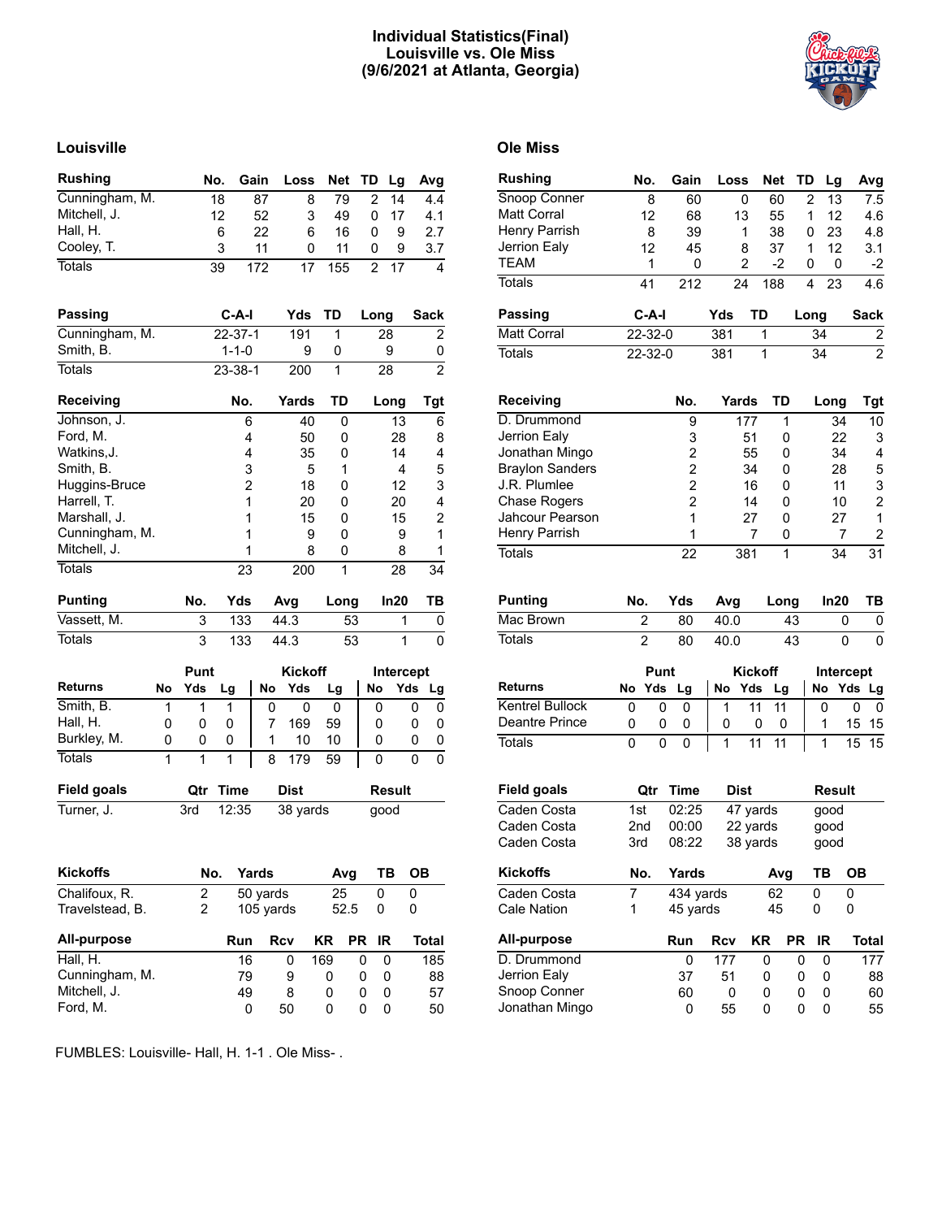# Individual Statistics(Final)
## Louisville vs. Ole Miss
## (9/6/2021 at Atlanta, Georgia)

## Louisville

| Rushing | No. | Gain | Loss | Net | TD | Lg | Avg |
|---|---|---|---|---|---|---|---|
| Cunningham, M. | 18 | 87 | 8 | 79 | 2 | 14 | 4.4 |
| Mitchell, J. | 12 | 52 | 3 | 49 | 0 | 17 | 4.1 |
| Hall, H. | 6 | 22 | 6 | 16 | 0 | 9 | 2.7 |
| Cooley, T. | 3 | 11 | 0 | 11 | 0 | 9 | 3.7 |
| Totals | 39 | 172 | 17 | 155 | 2 | 17 | 4 |

| Passing | C-A-I | Yds | TD | Long | Sack |
|---|---|---|---|---|---|
| Cunningham, M. | 22-37-1 | 191 | 1 | 28 | 2 |
| Smith, B. | 1-1-0 | 9 | 0 | 9 | 0 |
| Totals | 23-38-1 | 200 | 1 | 28 | 2 |

| Receiving | No. | Yards | TD | Long | Tgt |
|---|---|---|---|---|---|
| Johnson, J. | 6 | 40 | 0 | 13 | 6 |
| Ford, M. | 4 | 50 | 0 | 28 | 8 |
| Watkins,J. | 4 | 35 | 0 | 14 | 4 |
| Smith, B. | 3 | 5 | 1 | 4 | 5 |
| Huggins-Bruce | 2 | 18 | 0 | 12 | 3 |
| Harrell, T. | 1 | 20 | 0 | 20 | 4 |
| Marshall, J. | 1 | 15 | 0 | 15 | 2 |
| Cunningham, M. | 1 | 9 | 0 | 9 | 1 |
| Mitchell, J. | 1 | 8 | 0 | 8 | 1 |
| Totals | 23 | 200 | 1 | 28 | 34 |

| Punting | No. | Yds | Avg | Long | In20 | TB |
|---|---|---|---|---|---|---|
| Vassett, M. | 3 | 133 | 44.3 | 53 | 1 | 0 |
| Totals | 3 | 133 | 44.3 | 53 | 1 | 0 |

| | Punt | | | Kickoff | | | Intercept | | |
|---|---|---|---|---|---|---|---|---|---|
| Returns | No | Yds | Lg | No | Yds | Lg | No | Yds | Lg |
| Smith, B. | 1 | 1 | 1 | 0 | 0 | 0 | 0 | 0 | 0 |
| Hall, H. | 0 | 0 | 0 | 7 | 169 | 59 | 0 | 0 | 0 |
| Burkley, M. | 0 | 0 | 0 | 1 | 10 | 10 | 0 | 0 | 0 |
| Totals | 1 | 1 | 1 | 8 | 179 | 59 | 0 | 0 | 0 |

| Field goals | Qtr | Time | Dist | Result |
|---|---|---|---|---|
| Turner, J. | 3rd | 12:35 | 38 yards | good |

| Kickoffs | No. | Yards | Avg | TB | OB |
|---|---|---|---|---|---|
| Chalifoux, R. | 2 | 50 yards | 25 | 0 | 0 |
| Travelstead, B. | 2 | 105 yards | 52.5 | 0 | 0 |

| All-purpose | Run | Rcv | KR | PR | IR | Total |
|---|---|---|---|---|---|---|
| Hall, H. | 16 | 0 | 169 | 0 | 0 | 185 |
| Cunningham, M. | 79 | 9 | 0 | 0 | 0 | 88 |
| Mitchell, J. | 49 | 8 | 0 | 0 | 0 | 57 |
| Ford, M. | 0 | 50 | 0 | 0 | 0 | 50 |

## Ole Miss

| Rushing | No. | Gain | Loss | Net | TD | Lg | Avg |
|---|---|---|---|---|---|---|---|
| Snoop Conner | 8 | 60 | 0 | 60 | 2 | 13 | 7.5 |
| Matt Corral | 12 | 68 | 13 | 55 | 1 | 12 | 4.6 |
| Henry Parrish | 8 | 39 | 1 | 38 | 0 | 23 | 4.8 |
| Jerrion Ealy | 12 | 45 | 8 | 37 | 1 | 12 | 3.1 |
| TEAM | 1 | 0 | 2 | -2 | 0 | 0 | -2 |
| Totals | 41 | 212 | 24 | 188 | 4 | 23 | 4.6 |

| Passing | C-A-I | Yds | TD | Long | Sack |
|---|---|---|---|---|---|
| Matt Corral | 22-32-0 | 381 | 1 | 34 | 2 |
| Totals | 22-32-0 | 381 | 1 | 34 | 2 |

| Receiving | No. | Yards | TD | Long | Tgt |
|---|---|---|---|---|---|
| D. Drummond | 9 | 177 | 1 | 34 | 10 |
| Jerrion Ealy | 3 | 51 | 0 | 22 | 3 |
| Jonathan Mingo | 2 | 55 | 0 | 34 | 4 |
| Braylon Sanders | 2 | 34 | 0 | 28 | 5 |
| J.R. Plumlee | 2 | 16 | 0 | 11 | 3 |
| Chase Rogers | 2 | 14 | 0 | 10 | 2 |
| Jahcour Pearson | 1 | 27 | 0 | 27 | 1 |
| Henry Parrish | 1 | 7 | 0 | 7 | 2 |
| Totals | 22 | 381 | 1 | 34 | 31 |

| Punting | No. | Yds | Avg | Long | In20 | TB |
|---|---|---|---|---|---|---|
| Mac Brown | 2 | 80 | 40.0 | 43 | 0 | 0 |
| Totals | 2 | 80 | 40.0 | 43 | 0 | 0 |

| | Punt | | | Kickoff | | | Intercept | | |
|---|---|---|---|---|---|---|---|---|---|
| Returns | No | Yds | Lg | No | Yds | Lg | No | Yds | Lg |
| Kentrel Bullock | 0 | 0 | 0 | 1 | 11 | 11 | 0 | 0 | 0 |
| Deantre Prince | 0 | 0 | 0 | 0 | 0 | 0 | 1 | 15 | 15 |
| Totals | 0 | 0 | 0 | 1 | 11 | 11 | 1 | 15 | 15 |

| Field goals | Qtr | Time | Dist | Result |
|---|---|---|---|---|
| Caden Costa | 1st | 02:25 | 47 yards | good |
| Caden Costa | 2nd | 00:00 | 22 yards | good |
| Caden Costa | 3rd | 08:22 | 38 yards | good |

| Kickoffs | No. | Yards | Avg | TB | OB |
|---|---|---|---|---|---|
| Caden Costa | 7 | 434 yards | 62 | 0 | 0 |
| Cale Nation | 1 | 45 yards | 45 | 0 | 0 |

| All-purpose | Run | Rcv | KR | PR | IR | Total |
|---|---|---|---|---|---|---|
| D. Drummond | 0 | 177 | 0 | 0 | 0 | 177 |
| Jerrion Ealy | 37 | 51 | 0 | 0 | 0 | 88 |
| Snoop Conner | 60 | 0 | 0 | 0 | 0 | 60 |
| Jonathan Mingo | 0 | 55 | 0 | 0 | 0 | 55 |

FUMBLES: Louisville- Hall, H. 1-1 . Ole Miss- .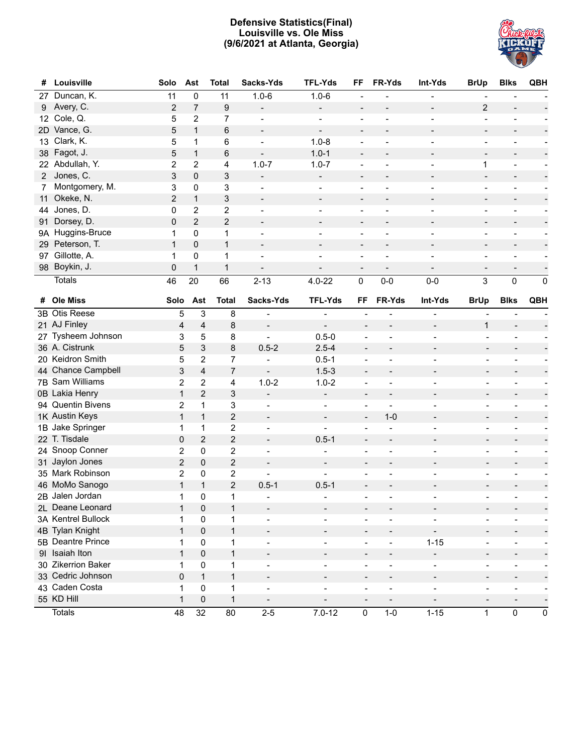# Defensive Statistics(Final)
## Louisville vs. Ole Miss
## (9/6/2021 at Atlanta, Georgia)

| # | Louisville | Solo | Ast | Total | Sacks-Yds | TFL-Yds | FF | FR-Yds | Int-Yds | BrUp | Blks | QBH |
|---|---|---|---|---|---|---|---|---|---|---|---|---|
| 27 | Duncan, K. | 11 | 0 | 11 | 1.0-6 | 1.0-6 | - | - | - | - | - | - |
| 9 | Avery, C. | 2 | 7 | 9 | - | - | - | - | - | 2 | - | - |
| 12 | Cole, Q. | 5 | 2 | 7 | - | - | - | - | - | - | - | - |
| 2D | Vance, G. | 5 | 1 | 6 | - | - | - | - | - | - | - | - |
| 13 | Clark, K. | 5 | 1 | 6 | - | 1.0-8 | - | - | - | - | - | - |
| 38 | Fagot, J. | 5 | 1 | 6 | - | 1.0-1 | - | - | - | - | - | - |
| 22 | Abdullah, Y. | 2 | 2 | 4 | 1.0-7 | 1.0-7 | - | - | - | 1 | - | - |
| 2 | Jones, C. | 3 | 0 | 3 | - | - | - | - | - | - | - | - |
| 7 | Montgomery, M. | 3 | 0 | 3 | - | - | - | - | - | - | - | - |
| 11 | Okeke, N. | 2 | 1 | 3 | - | - | - | - | - | - | - | - |
| 44 | Jones, D. | 0 | 2 | 2 | - | - | - | - | - | - | - | - |
| 91 | Dorsey, D. | 0 | 2 | 2 | - | - | - | - | - | - | - | - |
| 9A | Huggins-Bruce | 1 | 0 | 1 | - | - | - | - | - | - | - | - |
| 29 | Peterson, T. | 1 | 0 | 1 | - | - | - | - | - | - | - | - |
| 97 | Gillotte, A. | 1 | 0 | 1 | - | - | - | - | - | - | - | - |
| 98 | Boykin, J. | 0 | 1 | 1 | - | - | - | - | - | - | - | - |
| | Totals | 46 | 20 | 66 | 2-13 | 4.0-22 | 0 | 0-0 | 0-0 | 3 | 0 | 0 |

| # | Ole Miss | Solo | Ast | Total | Sacks-Yds | TFL-Yds | FF | FR-Yds | Int-Yds | BrUp | Blks | QBH |
|---|---|---|---|---|---|---|---|---|---|---|---|---|
| 3B | Otis Reese | 5 | 3 | 8 | - | - | - | - | - | - | - | - |
| 21 | AJ Finley | 4 | 4 | 8 | - | - | - | - | - | 1 | - | - |
| 27 | Tysheem Johnson | 3 | 5 | 8 | - | 0.5-0 | - | - | - | - | - | - |
| 36 | A. Cistrunk | 5 | 3 | 8 | 0.5-2 | 2.5-4 | - | - | - | - | - | - |
| 20 | Keidron Smith | 5 | 2 | 7 | - | 0.5-1 | - | - | - | - | - | - |
| 44 | Chance Campbell | 3 | 4 | 7 | - | 1.5-3 | - | - | - | - | - | - |
| 7B | Sam Williams | 2 | 2 | 4 | 1.0-2 | 1.0-2 | - | - | - | - | - | - |
| 0B | Lakia Henry | 1 | 2 | 3 | - | - | - | - | - | - | - | - |
| 94 | Quentin Bivens | 2 | 1 | 3 | - | - | - | - | - | - | - | - |
| 1K | Austin Keys | 1 | 1 | 2 | - | - | - | 1-0 | - | - | - | - |
| 1B | Jake Springer | 1 | 1 | 2 | - | - | - | - | - | - | - | - |
| 22 | T. Tisdale | 0 | 2 | 2 | - | 0.5-1 | - | - | - | - | - | - |
| 24 | Snoop Conner | 2 | 0 | 2 | - | - | - | - | - | - | - | - |
| 31 | Jaylon Jones | 2 | 0 | 2 | - | - | - | - | - | - | - | - |
| 35 | Mark Robinson | 2 | 0 | 2 | - | - | - | - | - | - | - | - |
| 46 | MoMo Sanogo | 1 | 1 | 2 | 0.5-1 | 0.5-1 | - | - | - | - | - | - |
| 2B | Jalen Jordan | 1 | 0 | 1 | - | - | - | - | - | - | - | - |
| 2L | Deane Leonard | 1 | 0 | 1 | - | - | - | - | - | - | - | - |
| 3A | Kentrel Bullock | 1 | 0 | 1 | - | - | - | - | - | - | - | - |
| 4B | Tylan Knight | 1 | 0 | 1 | - | - | - | - | - | - | - | - |
| 5B | Deantre Prince | 1 | 0 | 1 | - | - | - | - | 1-15 | - | - | - |
| 9I | Isaiah Iton | 1 | 0 | 1 | - | - | - | - | - | - | - | - |
| 30 | Zikerrion Baker | 1 | 0 | 1 | - | - | - | - | - | - | - | - |
| 33 | Cedric Johnson | 0 | 1 | 1 | - | - | - | - | - | - | - | - |
| 43 | Caden Costa | 1 | 0 | 1 | - | - | - | - | - | - | - | - |
| 55 | KD Hill | 1 | 0 | 1 | - | - | - | - | - | - | - | - |
| | Totals | 48 | 32 | 80 | 2-5 | 7.0-12 | 0 | 1-0 | 1-15 | 1 | 0 | 0 |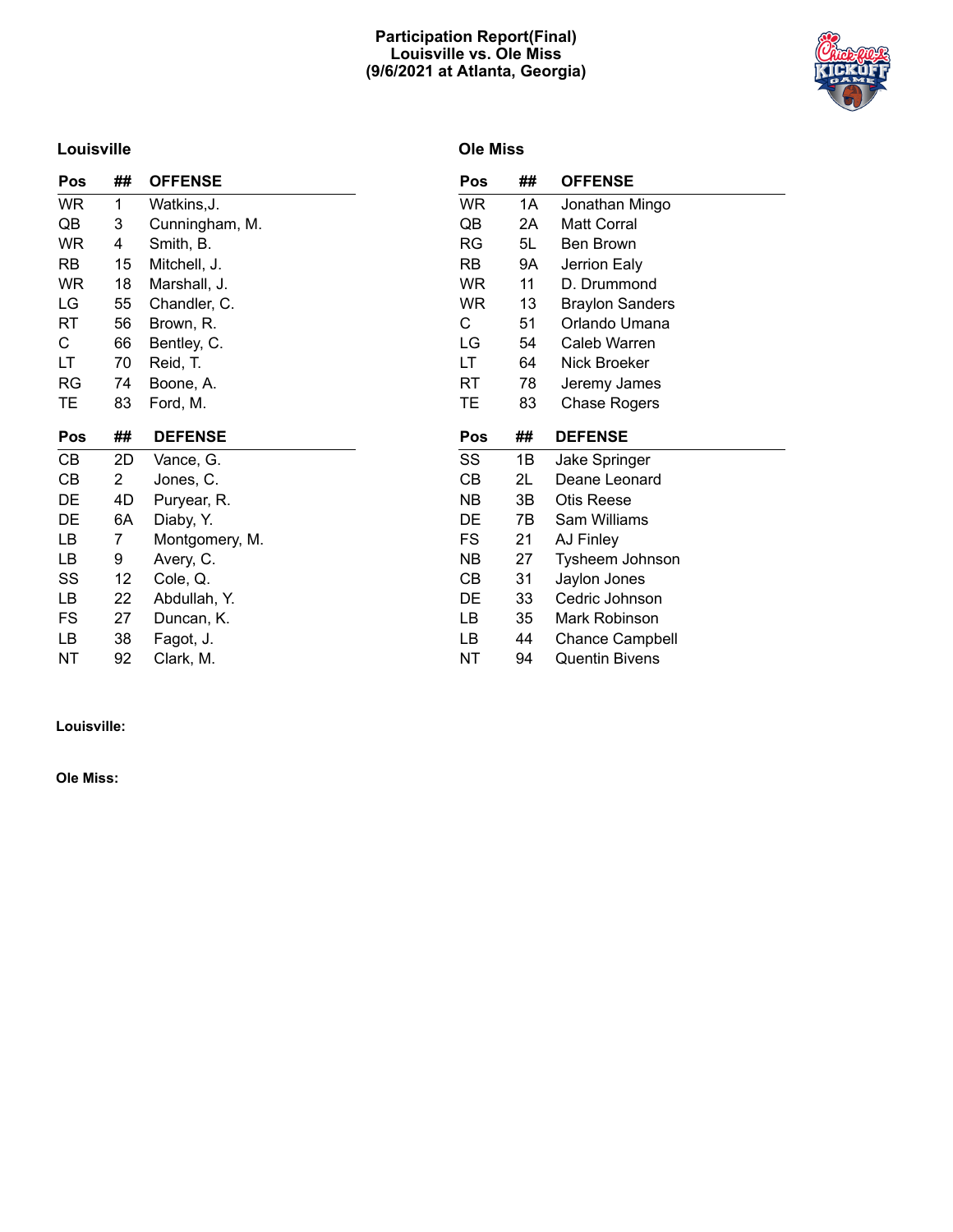# Participation Report(Final)
## Louisville vs. Ole Miss
### (9/6/2021 at Atlanta, Georgia)

## Louisville

| Pos | ## | OFFENSE |
|---|---|---|
| WR | 1 | Watkins,J. |
| QB | 3 | Cunningham, M. |
| WR | 4 | Smith, B. |
| RB | 15 | Mitchell, J. |
| WR | 18 | Marshall, J. |
| LG | 55 | Chandler, C. |
| RT | 56 | Brown, R. |
| C | 66 | Bentley, C. |
| LT | 70 | Reid, T. |
| RG | 74 | Boone, A. |
| TE | 83 | Ford, M. |

| Pos | ## | DEFENSE |
|---|---|---|
| CB | 2D | Vance, G. |
| CB | 2 | Jones, C. |
| DE | 4D | Puryear, R. |
| DE | 6A | Diaby, Y. |
| LB | 7 | Montgomery, M. |
| LB | 9 | Avery, C. |
| SS | 12 | Cole, Q. |
| LB | 22 | Abdullah, Y. |
| FS | 27 | Duncan, K. |
| LB | 38 | Fagot, J. |
| NT | 92 | Clark, M. |

## Ole Miss

| Pos | ## | OFFENSE |
|---|---|---|
| WR | 1A | Jonathan Mingo |
| QB | 2A | Matt Corral |
| RG | 5L | Ben Brown |
| RB | 9A | Jerrion Ealy |
| WR | 11 | D. Drummond |
| WR | 13 | Braylon Sanders |
| C | 51 | Orlando Umana |
| LG | 54 | Caleb Warren |
| LT | 64 | Nick Broeker |
| RT | 78 | Jeremy James |
| TE | 83 | Chase Rogers |

| Pos | ## | DEFENSE |
|---|---|---|
| SS | 1B | Jake Springer |
| CB | 2L | Deane Leonard |
| NB | 3B | Otis Reese |
| DE | 7B | Sam Williams |
| FS | 21 | AJ Finley |
| NB | 27 | Tysheem Johnson |
| CB | 31 | Jaylon Jones |
| DE | 33 | Cedric Johnson |
| LB | 35 | Mark Robinson |
| LB | 44 | Chance Campbell |
| NT | 94 | Quentin Bivens |

**Louisville:**

**Ole Miss:**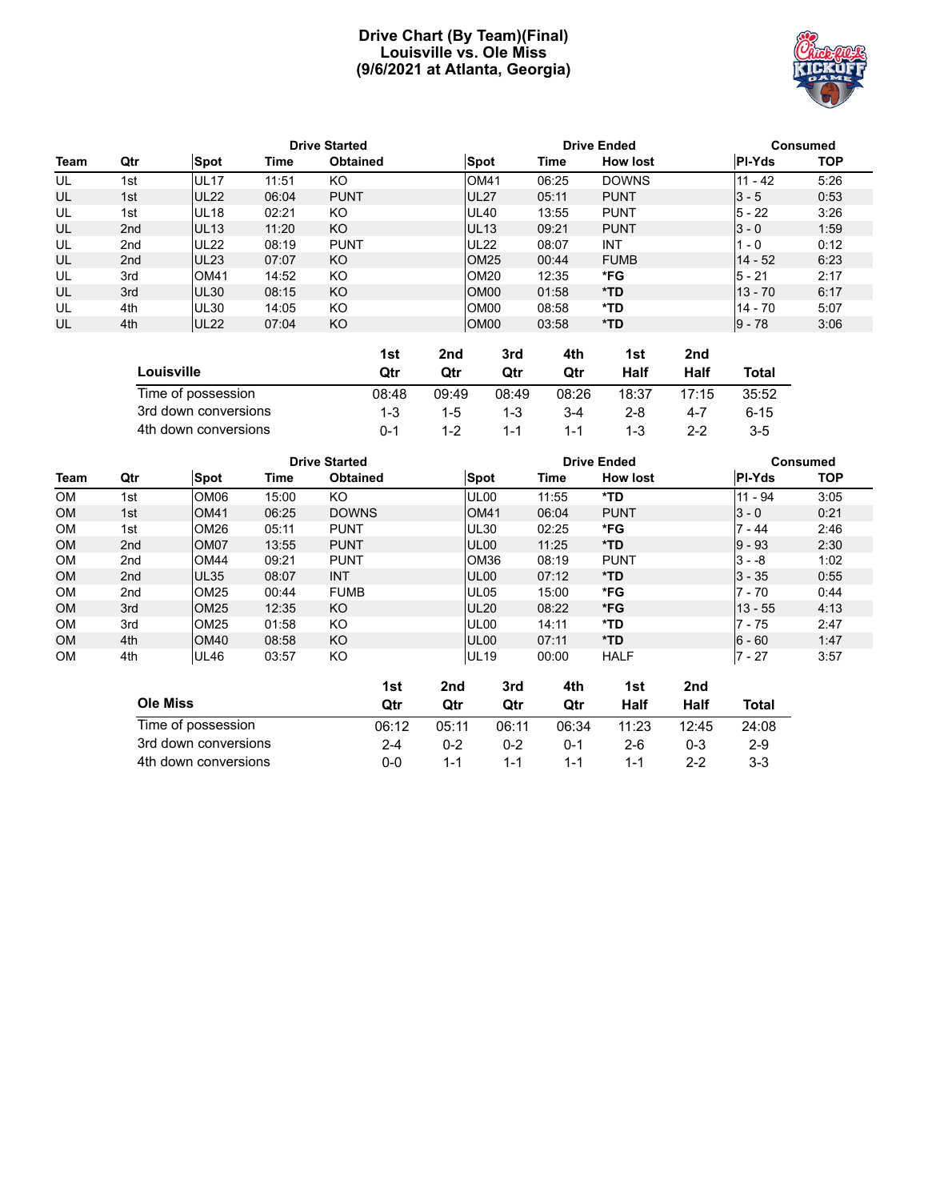# Drive Chart (By Team)(Final)
## Louisville vs. Ole Miss
## (9/6/2021 at Atlanta, Georgia)

| | | Drive Started | | | Drive Ended | | | Consumed | |
|---|---|---|---|---|---|---|---|---|---|
| **Team** | **Qtr** | **Spot** | **Time** | **Obtained** | **Spot** | **Time** | **How lost** | **Pl-Yds** | **TOP** |
| UL | 1st | UL17 | 11:51 | KO | OM41 | 06:25 | DOWNS | 11 - 42 | 5:26 |
| UL | 1st | UL22 | 06:04 | PUNT | UL27 | 05:11 | PUNT | 3 - 5 | 0:53 |
| UL | 1st | UL18 | 02:21 | KO | UL40 | 13:55 | PUNT | 5 - 22 | 3:26 |
| UL | 2nd | UL13 | 11:20 | KO | UL13 | 09:21 | PUNT | 3 - 0 | 1:59 |
| UL | 2nd | UL22 | 08:19 | PUNT | UL22 | 08:07 | INT | 1 - 0 | 0:12 |
| UL | 2nd | UL23 | 07:07 | KO | OM25 | 00:44 | FUMB | 14 - 52 | 6:23 |
| UL | 3rd | OM41 | 14:52 | KO | OM20 | 12:35 | *FG | 5 - 21 | 2:17 |
| UL | 3rd | UL30 | 08:15 | KO | OM00 | 01:58 | *TD | 13 - 70 | 6:17 |
| UL | 4th | UL30 | 14:05 | KO | OM00 | 08:58 | *TD | 14 - 70 | 5:07 |
| UL | 4th | UL22 | 07:04 | KO | OM00 | 03:58 | *TD | 9 - 78 | 3:06 |

| Louisville | 1st Qtr | 2nd Qtr | 3rd Qtr | 4th Qtr | 1st Half | 2nd Half | Total |
|---|---|---|---|---|---|---|---|
| Time of possession | 08:48 | 09:49 | 08:49 | 08:26 | 18:37 | 17:15 | 35:52 |
| 3rd down conversions | 1-3 | 1-5 | 1-3 | 3-4 | 2-8 | 4-7 | 6-15 |
| 4th down conversions | 0-1 | 1-2 | 1-1 | 1-1 | 1-3 | 2-2 | 3-5 |

| | | Drive Started | | | Drive Ended | | | Consumed | |
|---|---|---|---|---|---|---|---|---|---|
| **Team** | **Qtr** | **Spot** | **Time** | **Obtained** | **Spot** | **Time** | **How lost** | **Pl-Yds** | **TOP** |
| OM | 1st | OM06 | 15:00 | KO | UL00 | 11:55 | *TD | 11 - 94 | 3:05 |
| OM | 1st | OM41 | 06:25 | DOWNS | OM41 | 06:04 | PUNT | 3 - 0 | 0:21 |
| OM | 1st | OM26 | 05:11 | PUNT | UL30 | 02:25 | *FG | 7 - 44 | 2:46 |
| OM | 2nd | OM07 | 13:55 | PUNT | UL00 | 11:25 | *TD | 9 - 93 | 2:30 |
| OM | 2nd | OM44 | 09:21 | PUNT | OM36 | 08:19 | PUNT | 3 - -8 | 1:02 |
| OM | 2nd | UL35 | 08:07 | INT | UL00 | 07:12 | *TD | 3 - 35 | 0:55 |
| OM | 2nd | OM25 | 00:44 | FUMB | UL05 | 15:00 | *FG | 7 - 70 | 0:44 |
| OM | 3rd | OM25 | 12:35 | KO | UL20 | 08:22 | *FG | 13 - 55 | 4:13 |
| OM | 3rd | OM25 | 01:58 | KO | UL00 | 14:11 | *TD | 7 - 75 | 2:47 |
| OM | 4th | OM40 | 08:58 | KO | UL00 | 07:11 | *TD | 6 - 60 | 1:47 |
| OM | 4th | UL46 | 03:57 | KO | UL19 | 00:00 | HALF | 7 - 27 | 3:57 |

| Ole Miss | 1st Qtr | 2nd Qtr | 3rd Qtr | 4th Qtr | 1st Half | 2nd Half | Total |
|---|---|---|---|---|---|---|---|
| Time of possession | 06:12 | 05:11 | 06:11 | 06:34 | 11:23 | 12:45 | 24:08 |
| 3rd down conversions | 2-4 | 0-2 | 0-2 | 0-1 | 2-6 | 0-3 | 2-9 |
| 4th down conversions | 0-0 | 1-1 | 1-1 | 1-1 | 1-1 | 2-2 | 3-3 |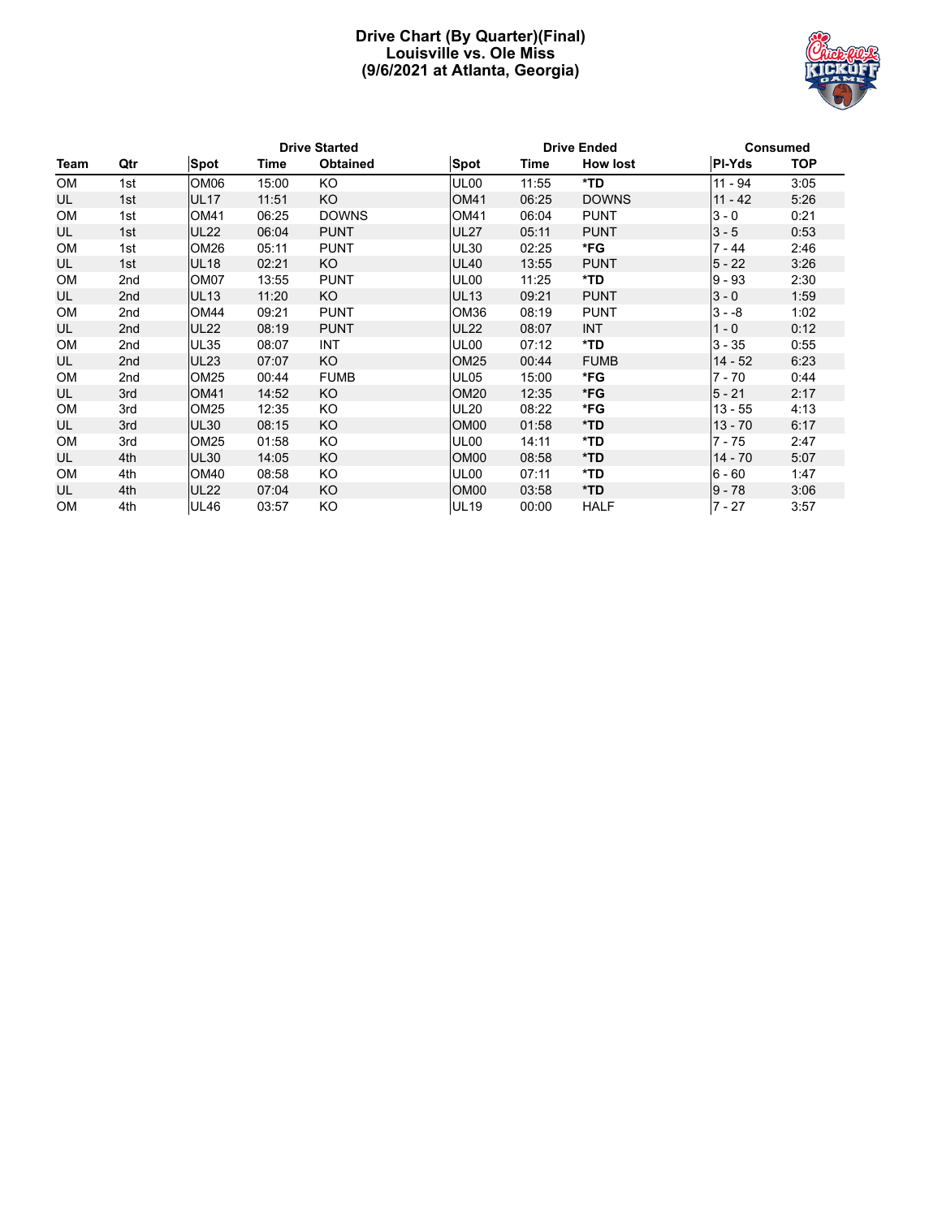# Drive Chart (By Quarter)(Final)
## Louisville vs. Ole Miss
## (9/6/2021 at Atlanta, Georgia)

| | | Drive Started | | | Drive Ended | | | Consumed | |
|---|---|---|---|---|---|---|---|---|---|
| **Team** | **Qtr** | **Spot** | **Time** | **Obtained** | **Spot** | **Time** | **How lost** | **Pl-Yds** | **TOP** |
| OM | 1st | OM06 | 15:00 | KO | UL00 | 11:55 | ***TD** | 11 - 94 | 3:05 |
| UL | 1st | UL17 | 11:51 | KO | OM41 | 06:25 | DOWNS | 11 - 42 | 5:26 |
| OM | 1st | OM41 | 06:25 | DOWNS | OM41 | 06:04 | PUNT | 3 - 0 | 0:21 |
| UL | 1st | UL22 | 06:04 | PUNT | UL27 | 05:11 | PUNT | 3 - 5 | 0:53 |
| OM | 1st | OM26 | 05:11 | PUNT | UL30 | 02:25 | ***FG** | 7 - 44 | 2:46 |
| UL | 1st | UL18 | 02:21 | KO | UL40 | 13:55 | PUNT | 5 - 22 | 3:26 |
| OM | 2nd | OM07 | 13:55 | PUNT | UL00 | 11:25 | ***TD** | 9 - 93 | 2:30 |
| UL | 2nd | UL13 | 11:20 | KO | UL13 | 09:21 | PUNT | 3 - 0 | 1:59 |
| OM | 2nd | OM44 | 09:21 | PUNT | OM36 | 08:19 | PUNT | 3 - -8 | 1:02 |
| UL | 2nd | UL22 | 08:19 | PUNT | UL22 | 08:07 | INT | 1 - 0 | 0:12 |
| OM | 2nd | UL35 | 08:07 | INT | UL00 | 07:12 | ***TD** | 3 - 35 | 0:55 |
| UL | 2nd | UL23 | 07:07 | KO | OM25 | 00:44 | FUMB | 14 - 52 | 6:23 |
| OM | 2nd | OM25 | 00:44 | FUMB | UL05 | 15:00 | ***FG** | 7 - 70 | 0:44 |
| UL | 3rd | OM41 | 14:52 | KO | OM20 | 12:35 | ***FG** | 5 - 21 | 2:17 |
| OM | 3rd | OM25 | 12:35 | KO | UL20 | 08:22 | ***FG** | 13 - 55 | 4:13 |
| UL | 3rd | UL30 | 08:15 | KO | OM00 | 01:58 | ***TD** | 13 - 70 | 6:17 |
| OM | 3rd | OM25 | 01:58 | KO | UL00 | 14:11 | ***TD** | 7 - 75 | 2:47 |
| UL | 4th | UL30 | 14:05 | KO | OM00 | 08:58 | ***TD** | 14 - 70 | 5:07 |
| OM | 4th | OM40 | 08:58 | KO | UL00 | 07:11 | ***TD** | 6 - 60 | 1:47 |
| UL | 4th | UL22 | 07:04 | KO | OM00 | 03:58 | ***TD** | 9 - 78 | 3:06 |
| OM | 4th | UL46 | 03:57 | KO | UL19 | 00:00 | HALF | 7 - 27 | 3:57 |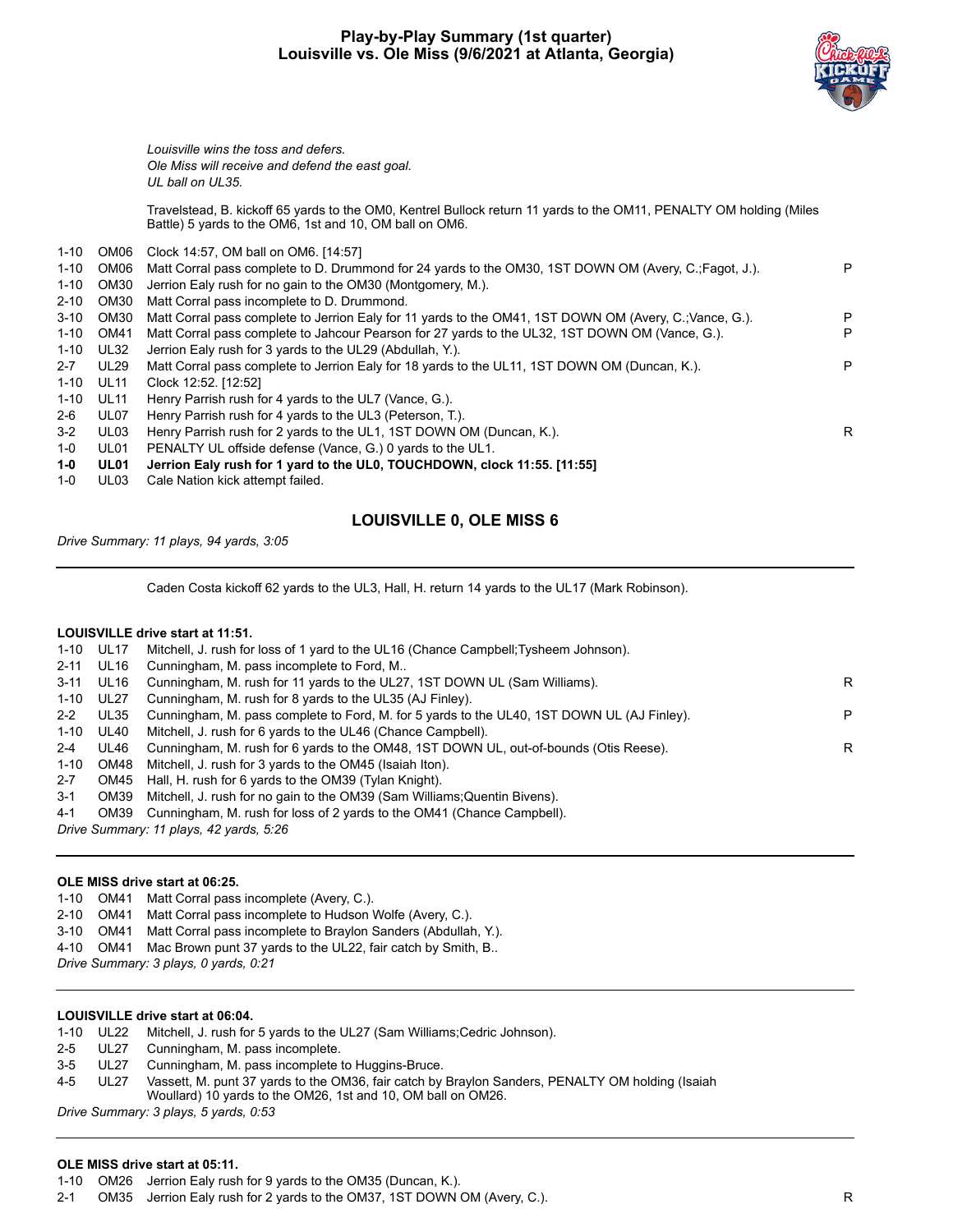## Play-by-Play Summary (1st quarter)
## Louisville vs. Ole Miss (9/6/2021 at Atlanta, Georgia)

*Louisville wins the toss and defers.*
*Ole Miss will receive and defend the east goal.*
*UL ball on UL35.*

Travelstead, B. kickoff 65 yards to the OM0, Kentrel Bullock return 11 yards to the OM11, PENALTY OM holding (Miles Battle) 5 yards to the OM6, 1st and 10, OM ball on OM6.

| | | | |
|---|---|---|---|
| 1-10 | OM06 | Clock 14:57, OM ball on OM6. [14:57] | |
| 1-10 | OM06 | Matt Corral pass complete to D. Drummond for 24 yards to the OM30, 1ST DOWN OM (Avery, C.;Fagot, J.). | P |
| 1-10 | OM30 | Jerrion Ealy rush for no gain to the OM30 (Montgomery, M.). | |
| 2-10 | OM30 | Matt Corral pass incomplete to D. Drummond. | |
| 3-10 | OM30 | Matt Corral pass complete to Jerrion Ealy for 11 yards to the OM41, 1ST DOWN OM (Avery, C.;Vance, G.). | P |
| 1-10 | OM41 | Matt Corral pass complete to Jahcour Pearson for 27 yards to the UL32, 1ST DOWN OM (Vance, G.). | P |
| 1-10 | UL32 | Jerrion Ealy rush for 3 yards to the UL29 (Abdullah, Y.). | |
| 2-7 | UL29 | Matt Corral pass complete to Jerrion Ealy for 18 yards to the UL11, 1ST DOWN OM (Duncan, K.). | P |
| 1-10 | UL11 | Clock 12:52. [12:52] | |
| 1-10 | UL11 | Henry Parrish rush for 4 yards to the UL7 (Vance, G.). | |
| 2-6 | UL07 | Henry Parrish rush for 4 yards to the UL3 (Peterson, T.). | |
| 3-2 | UL03 | Henry Parrish rush for 2 yards to the UL1, 1ST DOWN OM (Duncan, K.). | R |
| 1-0 | UL01 | PENALTY UL offside defense (Vance, G.) 0 yards to the UL1. | |
| **1-0** | **UL01** | **Jerrion Ealy rush for 1 yard to the UL0, TOUCHDOWN, clock 11:55. [11:55]** | |
| 1-0 | UL03 | Cale Nation kick attempt failed. | |

### LOUISVILLE 0, OLE MISS 6

*Drive Summary: 11 plays, 94 yards, 3:05*

---

Caden Costa kickoff 62 yards to the UL3, Hall, H. return 14 yards to the UL17 (Mark Robinson).

**LOUISVILLE drive start at 11:51.**

| | | | |
|---|---|---|---|
| 1-10 | UL17 | Mitchell, J. rush for loss of 1 yard to the UL16 (Chance Campbell;Tysheem Johnson). | |
| 2-11 | UL16 | Cunningham, M. pass incomplete to Ford, M.. | |
| 3-11 | UL16 | Cunningham, M. rush for 11 yards to the UL27, 1ST DOWN UL (Sam Williams). | R |
| 1-10 | UL27 | Cunningham, M. rush for 8 yards to the UL35 (AJ Finley). | |
| 2-2 | UL35 | Cunningham, M. pass complete to Ford, M. for 5 yards to the UL40, 1ST DOWN UL (AJ Finley). | P |
| 1-10 | UL40 | Mitchell, J. rush for 6 yards to the UL46 (Chance Campbell). | |
| 2-4 | UL46 | Cunningham, M. rush for 6 yards to the OM48, 1ST DOWN UL, out-of-bounds (Otis Reese). | R |
| 1-10 | OM48 | Mitchell, J. rush for 3 yards to the OM45 (Isaiah Iton). | |
| 2-7 | OM45 | Hall, H. rush for 6 yards to the OM39 (Tylan Knight). | |
| 3-1 | OM39 | Mitchell, J. rush for no gain to the OM39 (Sam Williams;Quentin Bivens). | |
| 4-1 | OM39 | Cunningham, M. rush for loss of 2 yards to the OM41 (Chance Campbell). | |

*Drive Summary: 11 plays, 42 yards, 5:26*

---

**OLE MISS drive start at 06:25.**

| | | |
|---|---|---|
| 1-10 | OM41 | Matt Corral pass incomplete (Avery, C.). |
| 2-10 | OM41 | Matt Corral pass incomplete to Hudson Wolfe (Avery, C.). |
| 3-10 | OM41 | Matt Corral pass incomplete to Braylon Sanders (Abdullah, Y.). |
| 4-10 | OM41 | Mac Brown punt 37 yards to the UL22, fair catch by Smith, B.. |

*Drive Summary: 3 plays, 0 yards, 0:21*

---

**LOUISVILLE drive start at 06:04.**

| | | |
|---|---|---|
| 1-10 | UL22 | Mitchell, J. rush for 5 yards to the UL27 (Sam Williams;Cedric Johnson). |
| 2-5 | UL27 | Cunningham, M. pass incomplete. |
| 3-5 | UL27 | Cunningham, M. pass incomplete to Huggins-Bruce. |
| 4-5 | UL27 | Vassett, M. punt 37 yards to the OM36, fair catch by Braylon Sanders, PENALTY OM holding (Isaiah Woullard) 10 yards to the OM26, 1st and 10, OM ball on OM26. |

*Drive Summary: 3 plays, 5 yards, 0:53*

---

**OLE MISS drive start at 05:11.**

| | | | |
|---|---|---|---|
| 1-10 | OM26 | Jerrion Ealy rush for 9 yards to the OM35 (Duncan, K.). | |
| 2-1 | OM35 | Jerrion Ealy rush for 2 yards to the OM37, 1ST DOWN OM (Avery, C.). | R |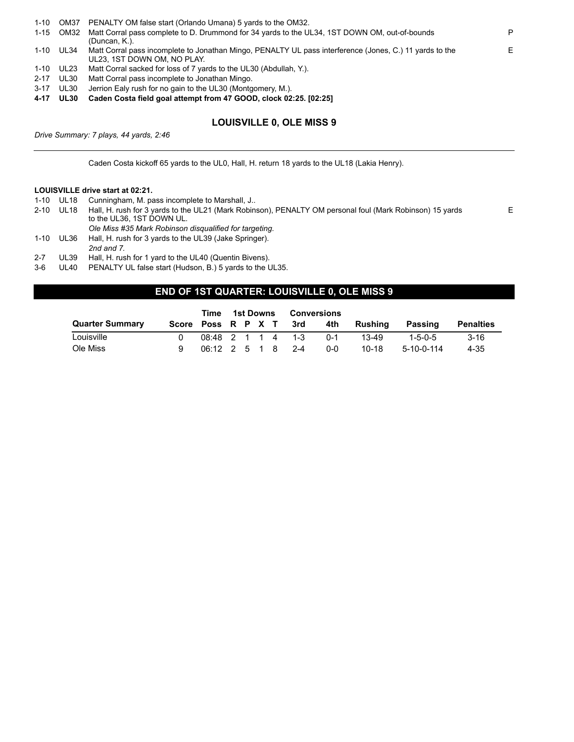| | | | |
|---|---|---|---|
| 1-10 | OM37 | PENALTY OM false start (Orlando Umana) 5 yards to the OM32. | |
| 1-15 | OM32 | Matt Corral pass complete to D. Drummond for 34 yards to the UL34, 1ST DOWN OM, out-of-bounds (Duncan, K.). | P |
| 1-10 | UL34 | Matt Corral pass incomplete to Jonathan Mingo, PENALTY UL pass interference (Jones, C.) 11 yards to the UL23, 1ST DOWN OM, NO PLAY. | E |
| 1-10 | UL23 | Matt Corral sacked for loss of 7 yards to the UL30 (Abdullah, Y.). | |
| 2-17 | UL30 | Matt Corral pass incomplete to Jonathan Mingo. | |
| 3-17 | UL30 | Jerrion Ealy rush for no gain to the UL30 (Montgomery, M.). | |
| **4-17** | **UL30** | **Caden Costa field goal attempt from 47 GOOD, clock 02:25. [02:25]** | |

## LOUISVILLE 0, OLE MISS 9

*Drive Summary: 7 plays, 44 yards, 2:46*

---

Caden Costa kickoff 65 yards to the UL0, Hall, H. return 18 yards to the UL18 (Lakia Henry).

**LOUISVILLE drive start at 02:21.**

| | | | |
|---|---|---|---|
| 1-10 | UL18 | Cunningham, M. pass incomplete to Marshall, J.. | |
| 2-10 | UL18 | Hall, H. rush for 3 yards to the UL21 (Mark Robinson), PENALTY OM personal foul (Mark Robinson) 15 yards to the UL36, 1ST DOWN UL. | E |
| | | *Ole Miss #35 Mark Robinson disqualified for targeting.* | |
| 1-10 | UL36 | Hall, H. rush for 3 yards to the UL39 (Jake Springer). | |
| | | *2nd and 7.* | |
| 2-7 | UL39 | Hall, H. rush for 1 yard to the UL40 (Quentin Bivens). | |
| 3-6 | UL40 | PENALTY UL false start (Hudson, B.) 5 yards to the UL35. | |

## END OF 1ST QUARTER: LOUISVILLE 0, OLE MISS 9

| Quarter Summary | Score | Time Poss | 1st Downs R | P | X | T | Conversions 3rd | 4th | Rushing | Passing | Penalties |
|---|---|---|---|---|---|---|---|---|---|---|---|
| Louisville | 0 | 08:48 | 2 | 1 | 1 | 4 | 1-3 | 0-1 | 13-49 | 1-5-0-5 | 3-16 |
| Ole Miss | 9 | 06:12 | 2 | 5 | 1 | 8 | 2-4 | 0-0 | 10-18 | 5-10-0-114 | 4-35 |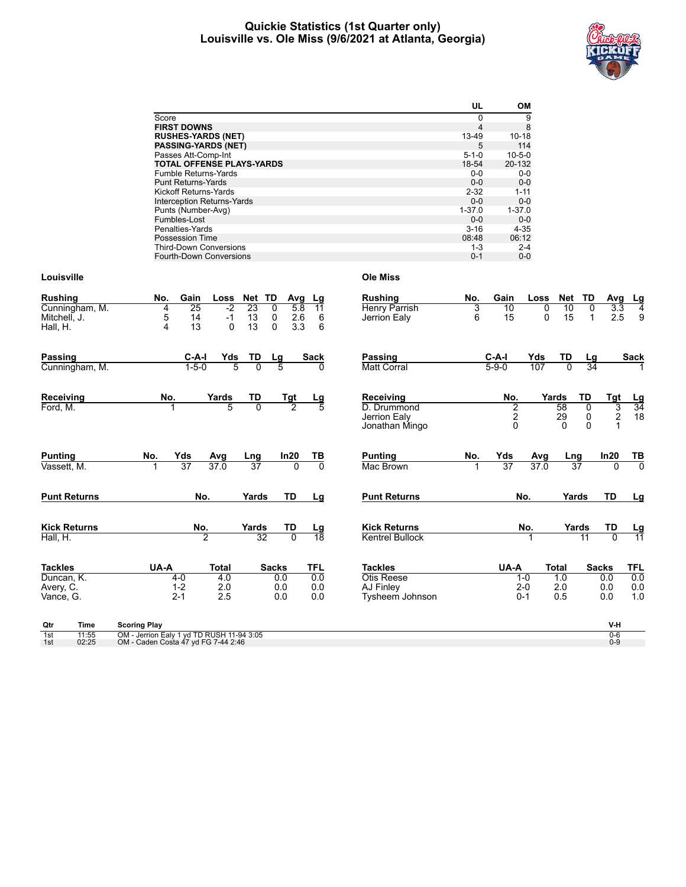# Quickie Statistics (1st Quarter only)
# Louisville vs. Ole Miss (9/6/2021 at Atlanta, Georgia)

| | UL | OM |
|---|---|---|
| Score | 0 | 9 |
| **FIRST DOWNS** | 4 | 8 |
| **RUSHES-YARDS (NET)** | 13-49 | 10-18 |
| **PASSING-YARDS (NET)** | 5 | 114 |
| Passes Att-Comp-Int | 5-1-0 | 10-5-0 |
| **TOTAL OFFENSE PLAYS-YARDS** | 18-54 | 20-132 |
| Fumble Returns-Yards | 0-0 | 0-0 |
| Punt Returns-Yards | 0-0 | 0-0 |
| Kickoff Returns-Yards | 2-32 | 1-11 |
| Interception Returns-Yards | 0-0 | 0-0 |
| Punts (Number-Avg) | 1-37.0 | 1-37.0 |
| Fumbles-Lost | 0-0 | 0-0 |
| Penalties-Yards | 3-16 | 4-35 |
| Possession Time | 08:48 | 06:12 |
| Third-Down Conversions | 1-3 | 2-4 |
| Fourth-Down Conversions | 0-1 | 0-0 |

## Louisville

| Rushing | No. | Gain | Loss | Net | TD | Avg | Lg |
|---|---|---|---|---|---|---|---|
| Cunningham, M. | 4 | 25 | -2 | 23 | 0 | 5.8 | 11 |
| Mitchell, J. | 5 | 14 | -1 | 13 | 0 | 2.6 | 6 |
| Hall, H. | 4 | 13 | 0 | 13 | 0 | 3.3 | 6 |

| Passing | C-A-I | Yds | TD | Lg | Sack |
|---|---|---|---|---|---|
| Cunningham, M. | 1-5-0 | 5 | 0 | 5 | 0 |

| Receiving | No. | Yards | TD | Tgt | Lg |
|---|---|---|---|---|---|
| Ford, M. | 1 | 5 | 0 | 2 | 5 |

| Punting | No. | Yds | Avg | Lng | In20 | TB |
|---|---|---|---|---|---|---|
| Vassett, M. | 1 | 37 | 37.0 | 37 | 0 | 0 |

| Punt Returns | No. | Yards | TD | Lg |
|---|---|---|---|---|

| Kick Returns | No. | Yards | TD | Lg |
|---|---|---|---|---|
| Hall, H. | 2 | 32 | 0 | 18 |

| Tackles | UA-A | Total | Sacks | TFL |
|---|---|---|---|---|
| Duncan, K. | 4-0 | 4.0 | 0.0 | 0.0 |
| Avery, C. | 1-2 | 2.0 | 0.0 | 0.0 |
| Vance, G. | 2-1 | 2.5 | 0.0 | 0.0 |

## Ole Miss

| Rushing | No. | Gain | Loss | Net | TD | Avg | Lg |
|---|---|---|---|---|---|---|---|
| Henry Parrish | 3 | 10 | 0 | 10 | 0 | 3.3 | 4 |
| Jerrion Ealy | 6 | 15 | 0 | 15 | 1 | 2.5 | 9 |

| Passing | C-A-I | Yds | TD | Lg | Sack |
|---|---|---|---|---|---|
| Matt Corral | 5-9-0 | 107 | 0 | 34 | 1 |

| Receiving | No. | Yards | TD | Tgt | Lg |
|---|---|---|---|---|---|
| D. Drummond | 2 | 58 | 0 | 3 | 34 |
| Jerrion Ealy | 2 | 29 | 0 | 2 | 18 |
| Jonathan Mingo | 0 | 0 | 0 | 1 | |

| Punting | No. | Yds | Avg | Lng | In20 | TB |
|---|---|---|---|---|---|---|
| Mac Brown | 1 | 37 | 37.0 | 37 | 0 | 0 |

| Punt Returns | No. | Yards | TD | Lg |
|---|---|---|---|---|

| Kick Returns | No. | Yards | TD | Lg |
|---|---|---|---|---|
| Kentrel Bullock | 1 | 11 | 0 | 11 |

| Tackles | UA-A | Total | Sacks | TFL |
|---|---|---|---|---|
| Otis Reese | 1-0 | 1.0 | 0.0 | 0.0 |
| AJ Finley | 2-0 | 2.0 | 0.0 | 0.0 |
| Tysheem Johnson | 0-1 | 0.5 | 0.0 | 1.0 |

| Qtr | Time | Scoring Play | V-H |
|---|---|---|---|
| 1st | 11:55 | OM - Jerrion Ealy 1 yd TD RUSH 11-94 3:05 | 0-6 |
| 1st | 02:25 | OM - Caden Costa 47 yd FG 7-44 2:46 | 0-9 |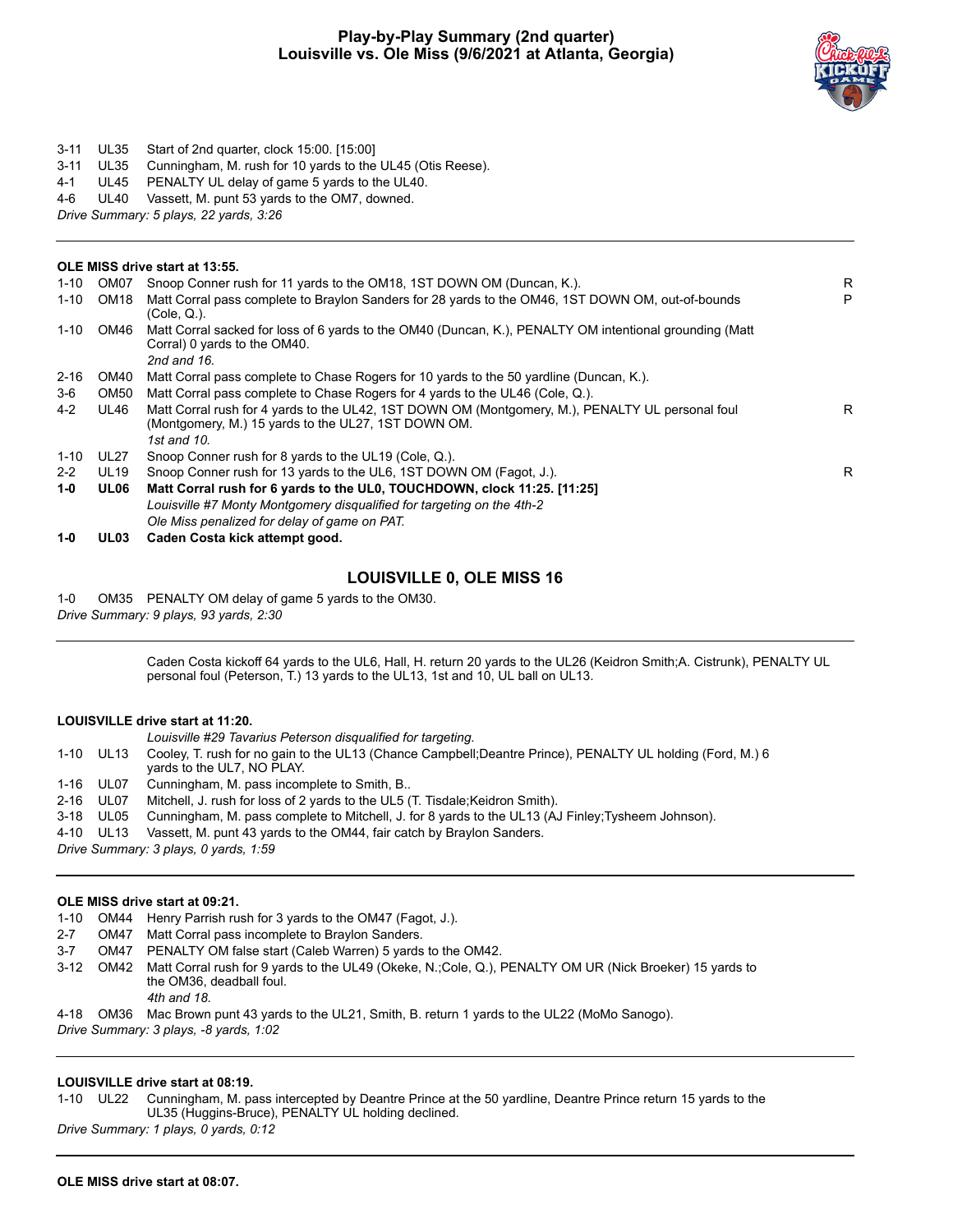# Play-by-Play Summary (2nd quarter)
## Louisville vs. Ole Miss (9/6/2021 at Atlanta, Georgia)

| | | | |
|---|---|---|---|
| 3-11 | UL35 | Start of 2nd quarter, clock 15:00. [15:00] | |
| 3-11 | UL35 | Cunningham, M. rush for 10 yards to the UL45 (Otis Reese). | |
| 4-1 | UL45 | PENALTY UL delay of game 5 yards to the UL40. | |
| 4-6 | UL40 | Vassett, M. punt 53 yards to the OM7, downed. | |

*Drive Summary: 5 plays, 22 yards, 3:26*

---

**OLE MISS drive start at 13:55.**

| | | | |
|---|---|---|---|
| 1-10 | OM07 | Snoop Conner rush for 11 yards to the OM18, 1ST DOWN OM (Duncan, K.). | R |
| 1-10 | OM18 | Matt Corral pass complete to Braylon Sanders for 28 yards to the OM46, 1ST DOWN OM, out-of-bounds (Cole, Q.). | P |
| 1-10 | OM46 | Matt Corral sacked for loss of 6 yards to the OM40 (Duncan, K.), PENALTY OM intentional grounding (Matt Corral) 0 yards to the OM40. *2nd and 16.* | |
| 2-16 | OM40 | Matt Corral pass complete to Chase Rogers for 10 yards to the 50 yardline (Duncan, K.). | |
| 3-6 | OM50 | Matt Corral pass complete to Chase Rogers for 4 yards to the UL46 (Cole, Q.). | |
| 4-2 | UL46 | Matt Corral rush for 4 yards to the UL42, 1ST DOWN OM (Montgomery, M.), PENALTY UL personal foul (Montgomery, M.) 15 yards to the UL27, 1ST DOWN OM. *1st and 10.* | R |
| 1-10 | UL27 | Snoop Conner rush for 8 yards to the UL19 (Cole, Q.). | |
| 2-2 | UL19 | Snoop Conner rush for 13 yards to the UL6, 1ST DOWN OM (Fagot, J.). | R |
| **1-0** | **UL06** | **Matt Corral rush for 6 yards to the UL0, TOUCHDOWN, clock 11:25. [11:25]** *Louisville #7 Monty Montgomery disqualified for targeting on the 4th-2* *Ole Miss penalized for delay of game on PAT.* | |
| **1-0** | **UL03** | **Caden Costa kick attempt good.** | |

### LOUISVILLE 0, OLE MISS 16

| | | |
|---|---|---|
| 1-0 | OM35 | PENALTY OM delay of game 5 yards to the OM30. |

*Drive Summary: 9 plays, 93 yards, 2:30*

---

Caden Costa kickoff 64 yards to the UL6, Hall, H. return 20 yards to the UL26 (Keidron Smith;A. Cistrunk), PENALTY UL personal foul (Peterson, T.) 13 yards to the UL13, 1st and 10, UL ball on UL13.

**LOUISVILLE drive start at 11:20.**

*Louisville #29 Tavarius Peterson disqualified for targeting.*

| | | |
|---|---|---|
| 1-10 | UL13 | Cooley, T. rush for no gain to the UL13 (Chance Campbell;Deantre Prince), PENALTY UL holding (Ford, M.) 6 yards to the UL7, NO PLAY. |
| 1-16 | UL07 | Cunningham, M. pass incomplete to Smith, B.. |
| 2-16 | UL07 | Mitchell, J. rush for loss of 2 yards to the UL5 (T. Tisdale;Keidron Smith). |
| 3-18 | UL05 | Cunningham, M. pass complete to Mitchell, J. for 8 yards to the UL13 (AJ Finley;Tysheem Johnson). |
| 4-10 | UL13 | Vassett, M. punt 43 yards to the OM44, fair catch by Braylon Sanders. |

*Drive Summary: 3 plays, 0 yards, 1:59*

---

**OLE MISS drive start at 09:21.**

| | | |
|---|---|---|
| 1-10 | OM44 | Henry Parrish rush for 3 yards to the OM47 (Fagot, J.). |
| 2-7 | OM47 | Matt Corral pass incomplete to Braylon Sanders. |
| 3-7 | OM47 | PENALTY OM false start (Caleb Warren) 5 yards to the OM42. |
| 3-12 | OM42 | Matt Corral rush for 9 yards to the UL49 (Okeke, N.;Cole, Q.), PENALTY OM UR (Nick Broeker) 15 yards to the OM36, deadball foul. *4th and 18.* |
| 4-18 | OM36 | Mac Brown punt 43 yards to the UL21, Smith, B. return 1 yards to the UL22 (MoMo Sanogo). |

*Drive Summary: 3 plays, -8 yards, 1:02*

---

**LOUISVILLE drive start at 08:19.**

| | | |
|---|---|---|
| 1-10 | UL22 | Cunningham, M. pass intercepted by Deantre Prince at the 50 yardline, Deantre Prince return 15 yards to the UL35 (Huggins-Bruce), PENALTY UL holding declined. |

*Drive Summary: 1 plays, 0 yards, 0:12*

---

**OLE MISS drive start at 08:07.**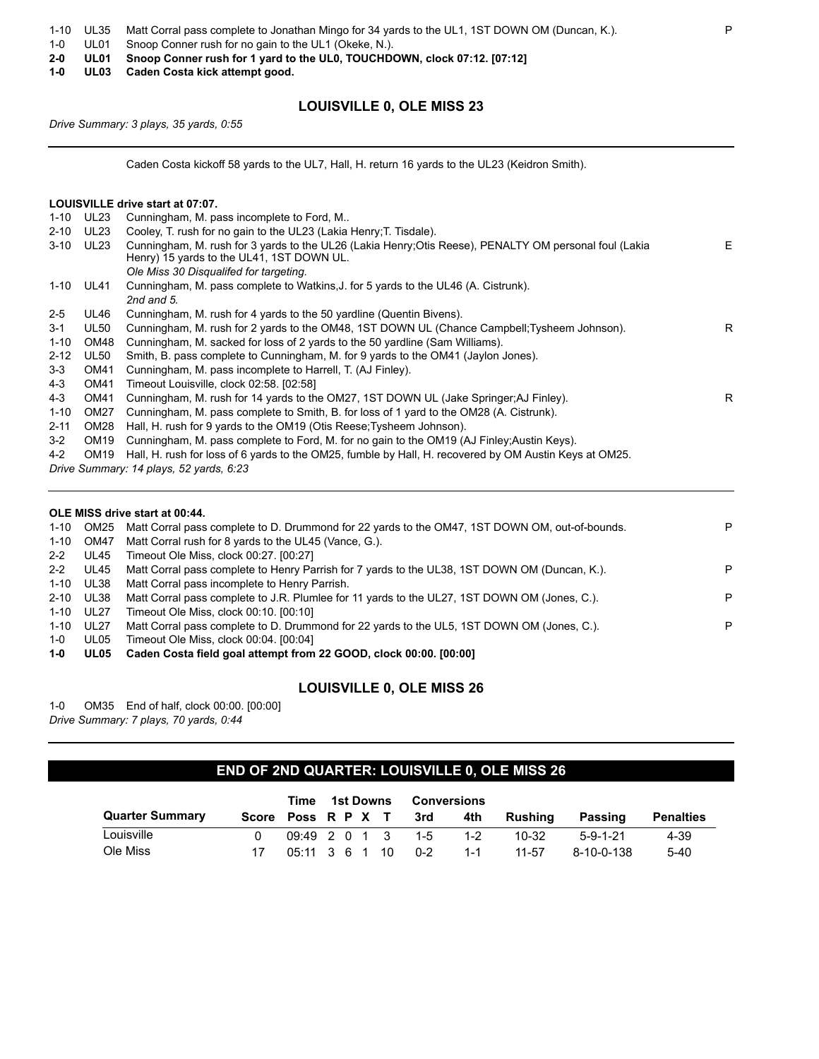| | | | |
|---|---|---|---|
| 1-10 | UL35 | Matt Corral pass complete to Jonathan Mingo for 34 yards to the UL1, 1ST DOWN OM (Duncan, K.). | P |
| 1-0 | UL01 | Snoop Conner rush for no gain to the UL1 (Okeke, N.). | |
| **2-0** | **UL01** | **Snoop Conner rush for 1 yard to the UL0, TOUCHDOWN, clock 07:12. [07:12]** | |
| **1-0** | **UL03** | **Caden Costa kick attempt good.** | |

### LOUISVILLE 0, OLE MISS 23

*Drive Summary: 3 plays, 35 yards, 0:55*

---

Caden Costa kickoff 58 yards to the UL7, Hall, H. return 16 yards to the UL23 (Keidron Smith).

**LOUISVILLE drive start at 07:07.**

| | | | |
|---|---|---|---|
| 1-10 | UL23 | Cunningham, M. pass incomplete to Ford, M.. | |
| 2-10 | UL23 | Cooley, T. rush for no gain to the UL23 (Lakia Henry;T. Tisdale). | |
| 3-10 | UL23 | Cunningham, M. rush for 3 yards to the UL26 (Lakia Henry;Otis Reese), PENALTY OM personal foul (Lakia Henry) 15 yards to the UL41, 1ST DOWN UL. *Ole Miss 30 Disqualifed for targeting.* | E |
| 1-10 | UL41 | Cunningham, M. pass complete to Watkins,J. for 5 yards to the UL46 (A. Cistrunk). *2nd and 5.* | |
| 2-5 | UL46 | Cunningham, M. rush for 4 yards to the 50 yardline (Quentin Bivens). | |
| 3-1 | UL50 | Cunningham, M. rush for 2 yards to the OM48, 1ST DOWN UL (Chance Campbell;Tysheem Johnson). | R |
| 1-10 | OM48 | Cunningham, M. sacked for loss of 2 yards to the 50 yardline (Sam Williams). | |
| 2-12 | UL50 | Smith, B. pass complete to Cunningham, M. for 9 yards to the OM41 (Jaylon Jones). | |
| 3-3 | OM41 | Cunningham, M. pass incomplete to Harrell, T. (AJ Finley). | |
| 4-3 | OM41 | Timeout Louisville, clock 02:58. [02:58] | |
| 4-3 | OM41 | Cunningham, M. rush for 14 yards to the OM27, 1ST DOWN UL (Jake Springer;AJ Finley). | R |
| 1-10 | OM27 | Cunningham, M. pass complete to Smith, B. for loss of 1 yard to the OM28 (A. Cistrunk). | |
| 2-11 | OM28 | Hall, H. rush for 9 yards to the OM19 (Otis Reese;Tysheem Johnson). | |
| 3-2 | OM19 | Cunningham, M. pass complete to Ford, M. for no gain to the OM19 (AJ Finley;Austin Keys). | |
| 4-2 | OM19 | Hall, H. rush for loss of 6 yards to the OM25, fumble by Hall, H. recovered by OM Austin Keys at OM25. | |

*Drive Summary: 14 plays, 52 yards, 6:23*

---

**OLE MISS drive start at 00:44.**

| | | | |
|---|---|---|---|
| 1-10 | OM25 | Matt Corral pass complete to D. Drummond for 22 yards to the OM47, 1ST DOWN OM, out-of-bounds. | P |
| 1-10 | OM47 | Matt Corral rush for 8 yards to the UL45 (Vance, G.). | |
| 2-2 | UL45 | Timeout Ole Miss, clock 00:27. [00:27] | |
| 2-2 | UL45 | Matt Corral pass complete to Henry Parrish for 7 yards to the UL38, 1ST DOWN OM (Duncan, K.). | P |
| 1-10 | UL38 | Matt Corral pass incomplete to Henry Parrish. | |
| 2-10 | UL38 | Matt Corral pass complete to J.R. Plumlee for 11 yards to the UL27, 1ST DOWN OM (Jones, C.). | P |
| 1-10 | UL27 | Timeout Ole Miss, clock 00:10. [00:10] | |
| 1-10 | UL27 | Matt Corral pass complete to D. Drummond for 22 yards to the UL5, 1ST DOWN OM (Jones, C.). | P |
| 1-0 | UL05 | Timeout Ole Miss, clock 00:04. [00:04] | |
| **1-0** | **UL05** | **Caden Costa field goal attempt from 22 GOOD, clock 00:00. [00:00]** | |

### LOUISVILLE 0, OLE MISS 26

1-0 OM35 End of half, clock 00:00. [00:00]

*Drive Summary: 7 plays, 70 yards, 0:44*

---

## END OF 2ND QUARTER: LOUISVILLE 0, OLE MISS 26

| Quarter Summary | Score | Time Poss | 1st Downs R | P | X | T | Conversions 3rd | 4th | Rushing | Passing | Penalties |
|---|---|---|---|---|---|---|---|---|---|---|---|
| Louisville | 0 | 09:49 | 2 | 0 | 1 | 3 | 1-5 | 1-2 | 10-32 | 5-9-1-21 | 4-39 |
| Ole Miss | 17 | 05:11 | 3 | 6 | 1 | 10 | 0-2 | 1-1 | 11-57 | 8-10-0-138 | 5-40 |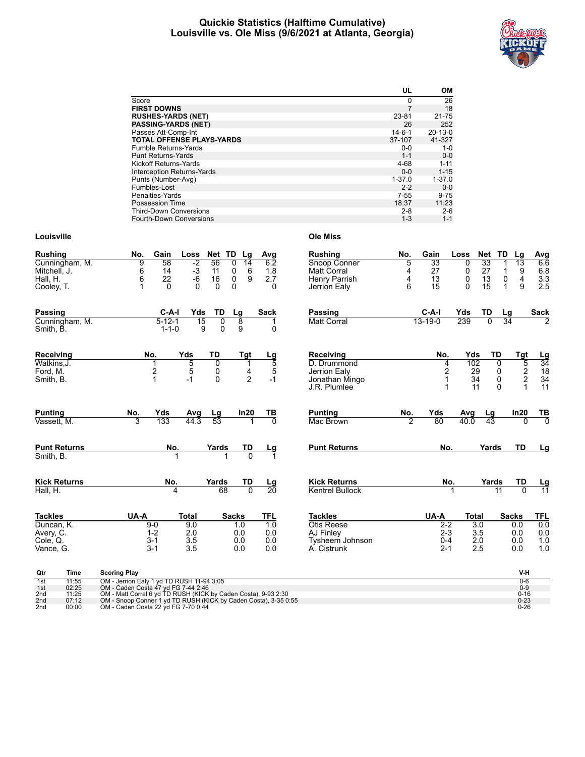# Quickie Statistics (Halftime Cumulative)
## Louisville vs. Ole Miss (9/6/2021 at Atlanta, Georgia)

| | UL | OM |
|---|---|---|
| Score | 0 | 26 |
| **FIRST DOWNS** | 7 | 18 |
| **RUSHES-YARDS (NET)** | 23-81 | 21-75 |
| **PASSING-YARDS (NET)** | 26 | 252 |
| Passes Att-Comp-Int | 14-6-1 | 20-13-0 |
| **TOTAL OFFENSE PLAYS-YARDS** | 37-107 | 41-327 |
| Fumble Returns-Yards | 0-0 | 1-0 |
| Punt Returns-Yards | 1-1 | 0-0 |
| Kickoff Returns-Yards | 4-68 | 1-11 |
| Interception Returns-Yards | 0-0 | 1-15 |
| Punts (Number-Avg) | 1-37.0 | 1-37.0 |
| Fumbles-Lost | 2-2 | 0-0 |
| Penalties-Yards | 7-55 | 9-75 |
| Possession Time | 18:37 | 11:23 |
| Third-Down Conversions | 2-8 | 2-6 |
| Fourth-Down Conversions | 1-3 | 1-1 |

### Louisville

| Rushing | No. | Gain | Loss | Net | TD | Lg | Avg |
|---|---|---|---|---|---|---|---|
| Cunningham, M. | 9 | 58 | -2 | 56 | 0 | 14 | 6.2 |
| Mitchell, J. | 6 | 14 | -3 | 11 | 0 | 6 | 1.8 |
| Hall, H. | 6 | 22 | -6 | 16 | 0 | 9 | 2.7 |
| Cooley, T. | 1 | 0 | 0 | 0 | 0 | | 0 |

| Passing | C-A-I | Yds | TD | Lg | Sack |
|---|---|---|---|---|---|
| Cunningham, M. | 5-12-1 | 15 | 0 | 8 | 1 |
| Smith, B. | 1-1-0 | 9 | 0 | 9 | 0 |

| Receiving | No. | Yds | TD | Tgt | Lg |
|---|---|---|---|---|---|
| Watkins,J. | 1 | 5 | 0 | 1 | 5 |
| Ford, M. | 2 | 5 | 0 | 4 | 5 |
| Smith, B. | 1 | -1 | 0 | 2 | -1 |

| Punting | No. | Yds | Avg | Lg | In20 | TB |
|---|---|---|---|---|---|---|
| Vassett, M. | 3 | 133 | 44.3 | 53 | 1 | 0 |

| Punt Returns | No. | Yards | TD | Lg |
|---|---|---|---|---|
| Smith, B. | 1 | 1 | 0 | 1 |

| Kick Returns | No. | Yards | TD | Lg |
|---|---|---|---|---|
| Hall, H. | 4 | 68 | 0 | 20 |

| Tackles | UA-A | Total | Sacks | TFL |
|---|---|---|---|---|
| Duncan, K. | 9-0 | 9.0 | 1.0 | 1.0 |
| Avery, C. | 1-2 | 2.0 | 0.0 | 0.0 |
| Cole, Q. | 3-1 | 3.5 | 0.0 | 0.0 |
| Vance, G. | 3-1 | 3.5 | 0.0 | 0.0 |

### Ole Miss

| Rushing | No. | Gain | Loss | Net | TD | Lg | Avg |
|---|---|---|---|---|---|---|---|
| Snoop Conner | 5 | 33 | 0 | 33 | 1 | 13 | 6.6 |
| Matt Corral | 4 | 27 | 0 | 27 | 1 | 9 | 6.8 |
| Henry Parrish | 4 | 13 | 0 | 13 | 0 | 4 | 3.3 |
| Jerrion Ealy | 6 | 15 | 0 | 15 | 1 | 9 | 2.5 |

| Passing | C-A-I | Yds | TD | Lg | Sack |
|---|---|---|---|---|---|
| Matt Corral | 13-19-0 | 239 | 0 | 34 | 2 |

| Receiving | No. | Yds | TD | Tgt | Lg |
|---|---|---|---|---|---|
| D. Drummond | 4 | 102 | 0 | 5 | 34 |
| Jerrion Ealy | 2 | 29 | 0 | 2 | 18 |
| Jonathan Mingo | 1 | 34 | 0 | 2 | 34 |
| J.R. Plumlee | 1 | 11 | 0 | 1 | 11 |

| Punting | No. | Yds | Avg | Lg | In20 | TB |
|---|---|---|---|---|---|---|
| Mac Brown | 2 | 80 | 40.0 | 43 | 0 | 0 |

| Punt Returns | No. | Yards | TD | Lg |
|---|---|---|---|---|

| Kick Returns | No. | Yards | TD | Lg |
|---|---|---|---|---|
| Kentrel Bullock | 1 | 11 | 0 | 11 |

| Tackles | UA-A | Total | Sacks | TFL |
|---|---|---|---|---|
| Otis Reese | 2-2 | 3.0 | 0.0 | 0.0 |
| AJ Finley | 2-3 | 3.5 | 0.0 | 0.0 |
| Tysheem Johnson | 0-4 | 2.0 | 0.0 | 1.0 |
| A. Cistrunk | 2-1 | 2.5 | 0.0 | 1.0 |

| Qtr | Time | Scoring Play | V-H |
|---|---|---|---|
| 1st | 11:55 | OM - Jerrion Ealy 1 yd TD RUSH 11-94 3:05 | 0-6 |
| 1st | 02:25 | OM - Caden Costa 47 yd FG 7-44 2:46 | 0-9 |
| 2nd | 11:25 | OM - Matt Corral 6 yd TD RUSH (KICK by Caden Costa), 9-93 2:30 | 0-16 |
| 2nd | 07:12 | OM - Snoop Conner 1 yd TD RUSH (KICK by Caden Costa), 3-35 0:55 | 0-23 |
| 2nd | 00:00 | OM - Caden Costa 22 yd FG 7-70 0:44 | 0-26 |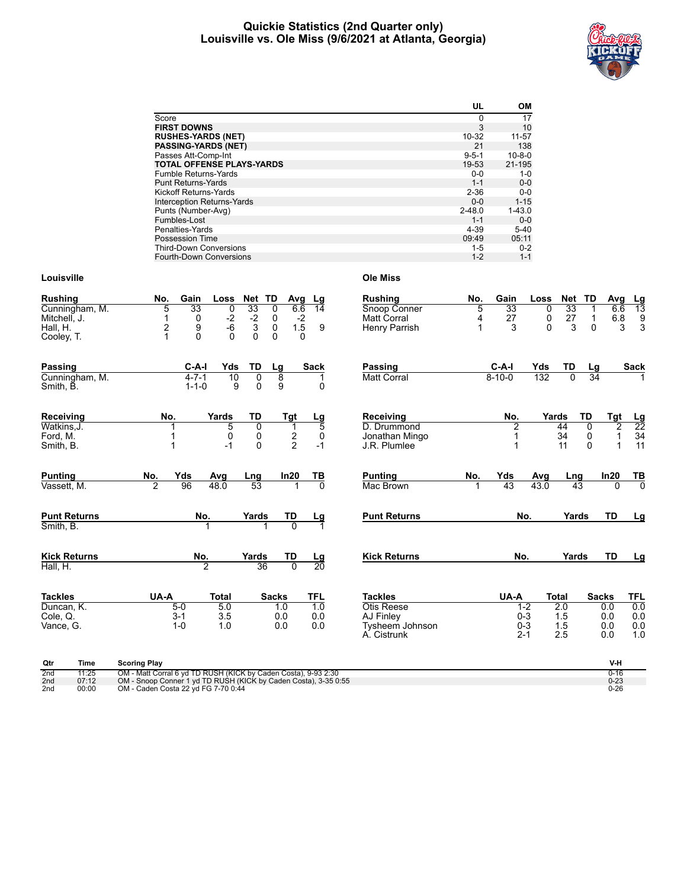# Quickie Statistics (2nd Quarter only)
## Louisville vs. Ole Miss (9/6/2021 at Atlanta, Georgia)

| | UL | OM |
|---|---|---|
| Score | 0 | 17 |
| **FIRST DOWNS** | 3 | 10 |
| **RUSHES-YARDS (NET)** | 10-32 | 11-57 |
| **PASSING-YARDS (NET)** | 21 | 138 |
| Passes Att-Comp-Int | 9-5-1 | 10-8-0 |
| **TOTAL OFFENSE PLAYS-YARDS** | 19-53 | 21-195 |
| Fumble Returns-Yards | 0-0 | 1-0 |
| Punt Returns-Yards | 1-1 | 0-0 |
| Kickoff Returns-Yards | 2-36 | 0-0 |
| Interception Returns-Yards | 0-0 | 1-15 |
| Punts (Number-Avg) | 2-48.0 | 1-43.0 |
| Fumbles-Lost | 1-1 | 0-0 |
| Penalties-Yards | 4-39 | 5-40 |
| Possession Time | 09:49 | 05:11 |
| Third-Down Conversions | 1-5 | 0-2 |
| Fourth-Down Conversions | 1-2 | 1-1 |

### Louisville

| Rushing | No. | Gain | Loss | Net | TD | Avg | Lg |
|---|---|---|---|---|---|---|---|
| Cunningham, M. | 5 | 33 | 0 | 33 | 0 | 6.6 | 14 |
| Mitchell, J. | 1 | 0 | -2 | -2 | 0 | -2 | |
| Hall, H. | 2 | 9 | -6 | 3 | 0 | 1.5 | 9 |
| Cooley, T. | 1 | 0 | 0 | 0 | 0 | 0 | |

| Passing | C-A-I | Yds | TD | Lg | Sack |
|---|---|---|---|---|---|
| Cunningham, M. | 4-7-1 | 10 | 0 | 8 | 1 |
| Smith, B. | 1-1-0 | 9 | 0 | 9 | 0 |

| Receiving | No. | Yards | TD | Tgt | Lg |
|---|---|---|---|---|---|
| Watkins,J. | 1 | 5 | 0 | 1 | 5 |
| Ford, M. | 1 | 0 | 0 | 2 | 0 |
| Smith, B. | 1 | -1 | 0 | 2 | -1 |

| Punting | No. | Yds | Avg | Lng | In20 | TB |
|---|---|---|---|---|---|---|
| Vassett, M. | 2 | 96 | 48.0 | 53 | 1 | 0 |

| Punt Returns | No. | Yards | TD | Lg |
|---|---|---|---|---|
| Smith, B. | 1 | 1 | 0 | 1 |

| Kick Returns | No. | Yards | TD | Lg |
|---|---|---|---|---|
| Hall, H. | 2 | 36 | 0 | 20 |

| Tackles | UA-A | Total | Sacks | TFL |
|---|---|---|---|---|
| Duncan, K. | 5-0 | 5.0 | 1.0 | 1.0 |
| Cole, Q. | 3-1 | 3.5 | 0.0 | 0.0 |
| Vance, G. | 1-0 | 1.0 | 0.0 | 0.0 |

### Ole Miss

| Rushing | No. | Gain | Loss | Net | TD | Avg | Lg |
|---|---|---|---|---|---|---|---|
| Snoop Conner | 5 | 33 | 0 | 33 | 1 | 6.6 | 13 |
| Matt Corral | 4 | 27 | 0 | 27 | 1 | 6.8 | 9 |
| Henry Parrish | 1 | 3 | 0 | 3 | 0 | 3 | 3 |

| Passing | C-A-I | Yds | TD | Lg | Sack |
|---|---|---|---|---|---|
| Matt Corral | 8-10-0 | 132 | 0 | 34 | 1 |

| Receiving | No. | Yards | TD | Tgt | Lg |
|---|---|---|---|---|---|
| D. Drummond | 2 | 44 | 0 | 2 | 22 |
| Jonathan Mingo | 1 | 34 | 0 | 1 | 34 |
| J.R. Plumlee | 1 | 11 | 0 | 1 | 11 |

| Punting | No. | Yds | Avg | Lng | In20 | TB |
|---|---|---|---|---|---|---|
| Mac Brown | 1 | 43 | 43.0 | 43 | 0 | 0 |

| Punt Returns | No. | Yards | TD | Lg |
|---|---|---|---|---|

| Kick Returns | No. | Yards | TD | Lg |
|---|---|---|---|---|

| Tackles | UA-A | Total | Sacks | TFL |
|---|---|---|---|---|
| Otis Reese | 1-2 | 2.0 | 0.0 | 0.0 |
| AJ Finley | 0-3 | 1.5 | 0.0 | 0.0 |
| Tysheem Johnson | 0-3 | 1.5 | 0.0 | 0.0 |
| A. Cistrunk | 2-1 | 2.5 | 0.0 | 1.0 |

| Qtr | Time | Scoring Play | V-H |
|---|---|---|---|
| 2nd | 11:25 | OM - Matt Corral 6 yd TD RUSH (KICK by Caden Costa), 9-93 2:30 | 0-16 |
| 2nd | 07:12 | OM - Snoop Conner 1 yd TD RUSH (KICK by Caden Costa), 3-35 0:55 | 0-23 |
| 2nd | 00:00 | OM - Caden Costa 22 yd FG 7-70 0:44 | 0-26 |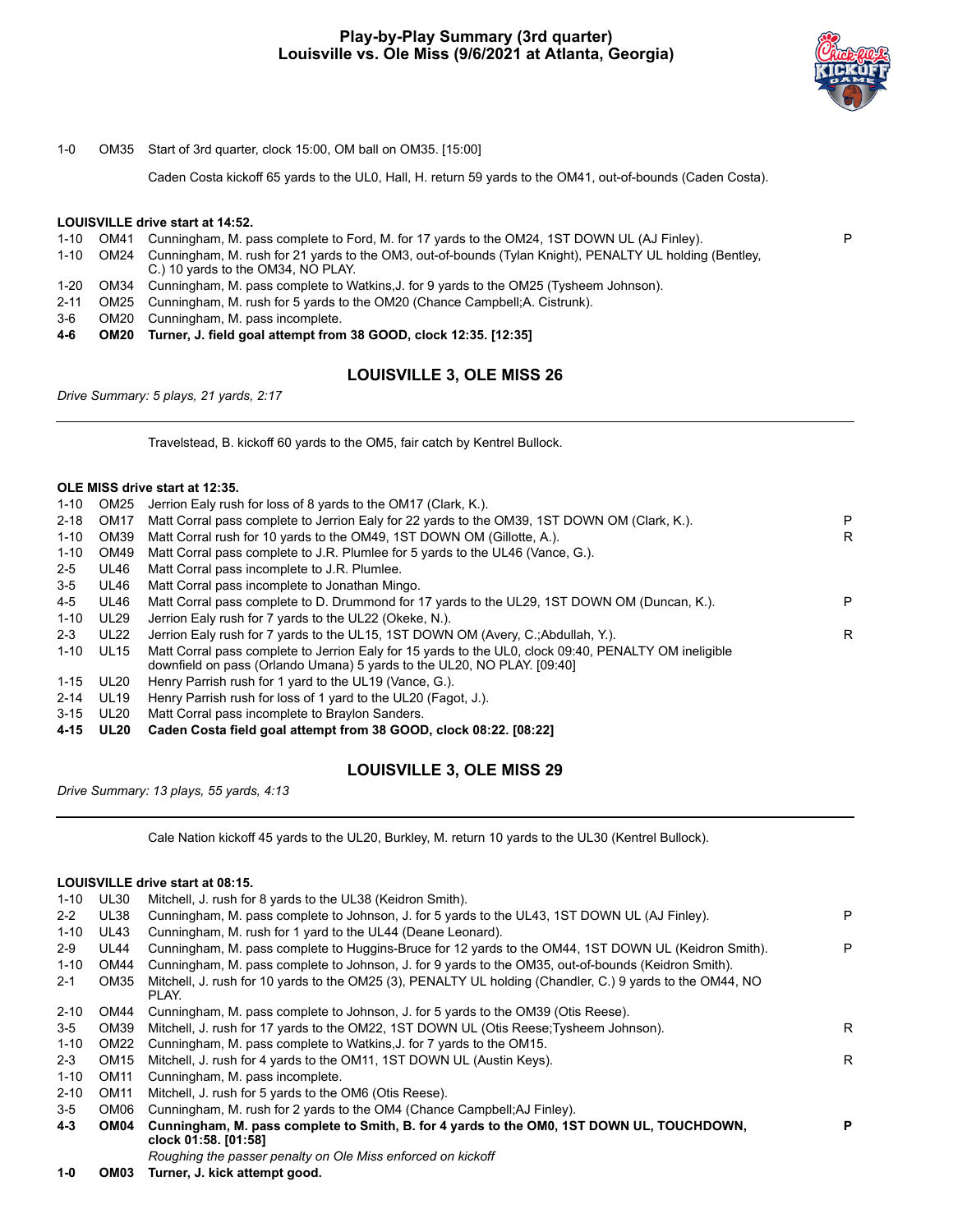## Play-by-Play Summary (3rd quarter)
## Louisville vs. Ole Miss (9/6/2021 at Atlanta, Georgia)

1-0 OM35 Start of 3rd quarter, clock 15:00, OM ball on OM35. [15:00]

Caden Costa kickoff 65 yards to the UL0, Hall, H. return 59 yards to the OM41, out-of-bounds (Caden Costa).

**LOUISVILLE drive start at 14:52.**

| Down | Spot | Play | |
|---|---|---|---|
| 1-10 | OM41 | Cunningham, M. pass complete to Ford, M. for 17 yards to the OM24, 1ST DOWN UL (AJ Finley). | P |
| 1-10 | OM24 | Cunningham, M. rush for 21 yards to the OM3, out-of-bounds (Tylan Knight), PENALTY UL holding (Bentley, C.) 10 yards to the OM34, NO PLAY. | |
| 1-20 | OM34 | Cunningham, M. pass complete to Watkins,J. for 9 yards to the OM25 (Tysheem Johnson). | |
| 2-11 | OM25 | Cunningham, M. rush for 5 yards to the OM20 (Chance Campbell;A. Cistrunk). | |
| 3-6 | OM20 | Cunningham, M. pass incomplete. | |
| **4-6** | **OM20** | **Turner, J. field goal attempt from 38 GOOD, clock 12:35. [12:35]** | |

### LOUISVILLE 3, OLE MISS 26

*Drive Summary: 5 plays, 21 yards, 2:17*

Travelstead, B. kickoff 60 yards to the OM5, fair catch by Kentrel Bullock.

**OLE MISS drive start at 12:35.**

| Down | Spot | Play | |
|---|---|---|---|
| 1-10 | OM25 | Jerrion Ealy rush for loss of 8 yards to the OM17 (Clark, K.). | |
| 2-18 | OM17 | Matt Corral pass complete to Jerrion Ealy for 22 yards to the OM39, 1ST DOWN OM (Clark, K.). | P |
| 1-10 | OM39 | Matt Corral rush for 10 yards to the OM49, 1ST DOWN OM (Gillotte, A.). | R |
| 1-10 | OM49 | Matt Corral pass complete to J.R. Plumlee for 5 yards to the UL46 (Vance, G.). | |
| 2-5 | UL46 | Matt Corral pass incomplete to J.R. Plumlee. | |
| 3-5 | UL46 | Matt Corral pass incomplete to Jonathan Mingo. | |
| 4-5 | UL46 | Matt Corral pass complete to D. Drummond for 17 yards to the UL29, 1ST DOWN OM (Duncan, K.). | P |
| 1-10 | UL29 | Jerrion Ealy rush for 7 yards to the UL22 (Okeke, N.). | |
| 2-3 | UL22 | Jerrion Ealy rush for 7 yards to the UL15, 1ST DOWN OM (Avery, C.;Abdullah, Y.). | R |
| 1-10 | UL15 | Matt Corral pass complete to Jerrion Ealy for 15 yards to the UL0, clock 09:40, PENALTY OM ineligible downfield on pass (Orlando Umana) 5 yards to the UL20, NO PLAY. [09:40] | |
| 1-15 | UL20 | Henry Parrish rush for 1 yard to the UL19 (Vance, G.). | |
| 2-14 | UL19 | Henry Parrish rush for loss of 1 yard to the UL20 (Fagot, J.). | |
| 3-15 | UL20 | Matt Corral pass incomplete to Braylon Sanders. | |
| **4-15** | **UL20** | **Caden Costa field goal attempt from 38 GOOD, clock 08:22. [08:22]** | |

### LOUISVILLE 3, OLE MISS 29

*Drive Summary: 13 plays, 55 yards, 4:13*

Cale Nation kickoff 45 yards to the UL20, Burkley, M. return 10 yards to the UL30 (Kentrel Bullock).

**LOUISVILLE drive start at 08:15.**

| Down | Spot | Play | |
|---|---|---|---|
| 1-10 | UL30 | Mitchell, J. rush for 8 yards to the UL38 (Keidron Smith). | |
| 2-2 | UL38 | Cunningham, M. pass complete to Johnson, J. for 5 yards to the UL43, 1ST DOWN UL (AJ Finley). | P |
| 1-10 | UL43 | Cunningham, M. rush for 1 yard to the UL44 (Deane Leonard). | |
| 2-9 | UL44 | Cunningham, M. pass complete to Huggins-Bruce for 12 yards to the OM44, 1ST DOWN UL (Keidron Smith). | P |
| 1-10 | OM44 | Cunningham, M. pass complete to Johnson, J. for 9 yards to the OM35, out-of-bounds (Keidron Smith). | |
| 2-1 | OM35 | Mitchell, J. rush for 10 yards to the OM25 (3), PENALTY UL holding (Chandler, C.) 9 yards to the OM44, NO PLAY. | |
| 2-10 | OM44 | Cunningham, M. pass complete to Johnson, J. for 5 yards to the OM39 (Otis Reese). | |
| 3-5 | OM39 | Mitchell, J. rush for 17 yards to the OM22, 1ST DOWN UL (Otis Reese;Tysheem Johnson). | R |
| 1-10 | OM22 | Cunningham, M. pass complete to Watkins,J. for 7 yards to the OM15. | |
| 2-3 | OM15 | Mitchell, J. rush for 4 yards to the OM11, 1ST DOWN UL (Austin Keys). | R |
| 1-10 | OM11 | Cunningham, M. pass incomplete. | |
| 2-10 | OM11 | Mitchell, J. rush for 5 yards to the OM6 (Otis Reese). | |
| 3-5 | OM06 | Cunningham, M. rush for 2 yards to the OM4 (Chance Campbell;AJ Finley). | |
| **4-3** | **OM04** | **Cunningham, M. pass complete to Smith, B. for 4 yards to the OM0, 1ST DOWN UL, TOUCHDOWN, clock 01:58. [01:58]** | **P** |
| | | *Roughing the passer penalty on Ole Miss enforced on kickoff* | |
| **1-0** | **OM03** | **Turner, J. kick attempt good.** | |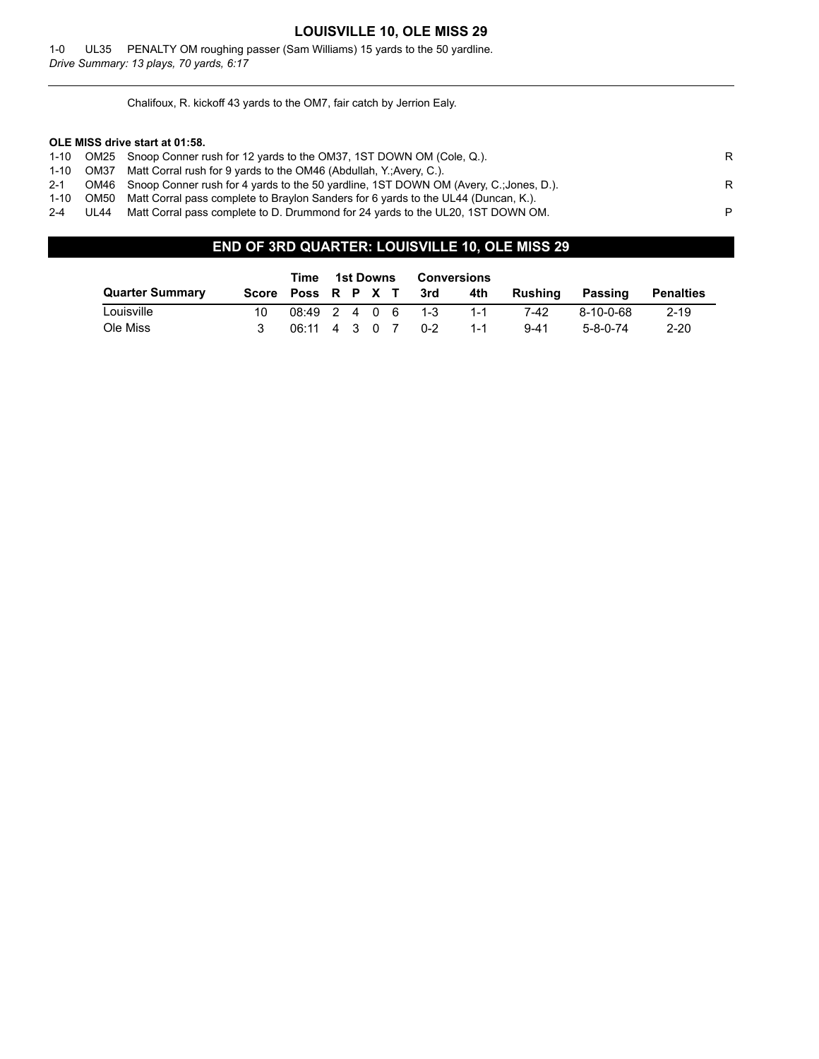## LOUISVILLE 10, OLE MISS 29

1-0 UL35 PENALTY OM roughing passer (Sam Williams) 15 yards to the 50 yardline.

*Drive Summary: 13 plays, 70 yards, 6:17*

---

Chalifoux, R. kickoff 43 yards to the OM7, fair catch by Jerrion Ealy.

**OLE MISS drive start at 01:58.**

| | | | |
|---|---|---|---|
| 1-10 | OM25 | Snoop Conner rush for 12 yards to the OM37, 1ST DOWN OM (Cole, Q.). | R |
| 1-10 | OM37 | Matt Corral rush for 9 yards to the OM46 (Abdullah, Y.;Avery, C.). | |
| 2-1 | OM46 | Snoop Conner rush for 4 yards to the 50 yardline, 1ST DOWN OM (Avery, C.;Jones, D.). | R |
| 1-10 | OM50 | Matt Corral pass complete to Braylon Sanders for 6 yards to the UL44 (Duncan, K.). | |
| 2-4 | UL44 | Matt Corral pass complete to D. Drummond for 24 yards to the UL20, 1ST DOWN OM. | P |

## END OF 3RD QUARTER: LOUISVILLE 10, OLE MISS 29

| | | Time | 1st Downs | | | | Conversions | | | | |
|---|---|---|---|---|---|---|---|---|---|---|---|
| **Quarter Summary** | **Score** | **Poss** | **R** | **P** | **X** | **T** | **3rd** | **4th** | **Rushing** | **Passing** | **Penalties** |
| Louisville | 10 | 08:49 | 2 | 4 | 0 | 6 | 1-3 | 1-1 | 7-42 | 8-10-0-68 | 2-19 |
| Ole Miss | 3 | 06:11 | 4 | 3 | 0 | 7 | 0-2 | 1-1 | 9-41 | 5-8-0-74 | 2-20 |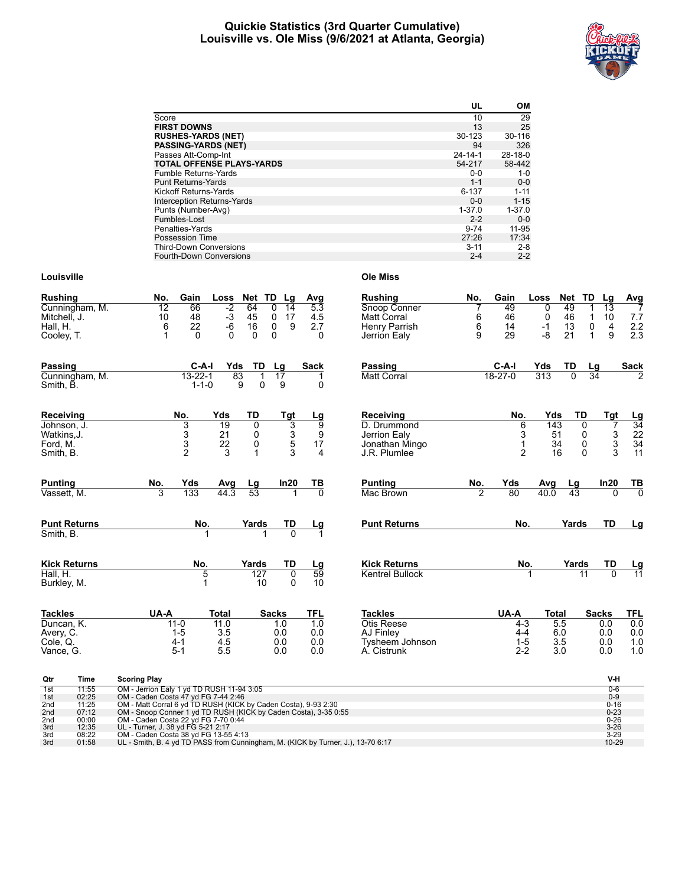# Quickie Statistics (3rd Quarter Cumulative)
## Louisville vs. Ole Miss (9/6/2021 at Atlanta, Georgia)

| | UL | OM |
|---|---|---|
| Score | 10 | 29 |
| **FIRST DOWNS** | 13 | 25 |
| **RUSHES-YARDS (NET)** | 30-123 | 30-116 |
| **PASSING-YARDS (NET)** | 94 | 326 |
| Passes Att-Comp-Int | 24-14-1 | 28-18-0 |
| **TOTAL OFFENSE PLAYS-YARDS** | 54-217 | 58-442 |
| Fumble Returns-Yards | 0-0 | 1-0 |
| Punt Returns-Yards | 1-1 | 0-0 |
| Kickoff Returns-Yards | 6-137 | 1-11 |
| Interception Returns-Yards | 0-0 | 1-15 |
| Punts (Number-Avg) | 1-37.0 | 1-37.0 |
| Fumbles-Lost | 2-2 | 0-0 |
| Penalties-Yards | 9-74 | 11-95 |
| Possession Time | 27:26 | 17:34 |
| Third-Down Conversions | 3-11 | 2-8 |
| Fourth-Down Conversions | 2-4 | 2-2 |

### Louisville

| Rushing | No. | Gain | Loss | Net | TD | Lg | Avg |
|---|---|---|---|---|---|---|---|
| Cunningham, M. | 12 | 66 | -2 | 64 | 0 | 14 | 5.3 |
| Mitchell, J. | 10 | 48 | -3 | 45 | 0 | 17 | 4.5 |
| Hall, H. | 6 | 22 | -6 | 16 | 0 | 9 | 2.7 |
| Cooley, T. | 1 | 0 | 0 | 0 | 0 | | 0 |

| Passing | C-A-I | Yds | TD | Lg | Sack |
|---|---|---|---|---|---|
| Cunningham, M. | 13-22-1 | 83 | 1 | 17 | 1 |
| Smith, B. | 1-1-0 | 9 | 0 | 9 | 0 |

| Receiving | No. | Yds | TD | Tgt | Lg |
|---|---|---|---|---|---|
| Johnson, J. | 3 | 19 | 0 | 3 | 9 |
| Watkins,J. | 3 | 21 | 0 | 3 | 9 |
| Ford, M. | 3 | 22 | 0 | 5 | 17 |
| Smith, B. | 2 | 3 | 1 | 3 | 4 |

| Punting | No. | Yds | Avg | Lg | In20 | TB |
|---|---|---|---|---|---|---|
| Vassett, M. | 3 | 133 | 44.3 | 53 | 1 | 0 |

| Punt Returns | No. | Yards | TD | Lg |
|---|---|---|---|---|
| Smith, B. | 1 | 1 | 0 | 1 |

| Kick Returns | No. | Yards | TD | Lg |
|---|---|---|---|---|
| Hall, H. | 5 | 127 | 0 | 59 |
| Burkley, M. | 1 | 10 | 0 | 10 |

| Tackles | UA-A | Total | Sacks | TFL |
|---|---|---|---|---|
| Duncan, K. | 11-0 | 11.0 | 1.0 | 1.0 |
| Avery, C. | 1-5 | 3.5 | 0.0 | 0.0 |
| Cole, Q. | 4-1 | 4.5 | 0.0 | 0.0 |
| Vance, G. | 5-1 | 5.5 | 0.0 | 0.0 |

### Ole Miss

| Rushing | No. | Gain | Loss | Net | TD | Lg | Avg |
|---|---|---|---|---|---|---|---|
| Snoop Conner | 7 | 49 | 0 | 49 | 1 | 13 | 7 |
| Matt Corral | 6 | 46 | 0 | 46 | 1 | 10 | 7.7 |
| Henry Parrish | 6 | 14 | -1 | 13 | 0 | 4 | 2.2 |
| Jerrion Ealy | 9 | 29 | -8 | 21 | 1 | 9 | 2.3 |

| Passing | C-A-I | Yds | TD | Lg | Sack |
|---|---|---|---|---|---|
| Matt Corral | 18-27-0 | 313 | 0 | 34 | 2 |

| Receiving | No. | Yds | TD | Tgt | Lg |
|---|---|---|---|---|---|
| D. Drummond | 6 | 143 | 0 | 7 | 34 |
| Jerrion Ealy | 3 | 51 | 0 | 3 | 22 |
| Jonathan Mingo | 1 | 34 | 0 | 3 | 34 |
| J.R. Plumlee | 2 | 16 | 0 | 3 | 11 |

| Punting | No. | Yds | Avg | Lg | In20 | TB |
|---|---|---|---|---|---|---|
| Mac Brown | 2 | 80 | 40.0 | 43 | 0 | 0 |

| Punt Returns | No. | Yards | TD | Lg |
|---|---|---|---|---|

| Kick Returns | No. | Yards | TD | Lg |
|---|---|---|---|---|
| Kentrel Bullock | 1 | 11 | 0 | 11 |

| Tackles | UA-A | Total | Sacks | TFL |
|---|---|---|---|---|
| Otis Reese | 4-3 | 5.5 | 0.0 | 0.0 |
| AJ Finley | 4-4 | 6.0 | 0.0 | 0.0 |
| Tysheem Johnson | 1-5 | 3.5 | 0.0 | 1.0 |
| A. Cistrunk | 2-2 | 3.0 | 0.0 | 1.0 |

| Qtr | Time | Scoring Play | V-H |
|---|---|---|---|
| 1st | 11:55 | OM - Jerrion Ealy 1 yd TD RUSH 11-94 3:05 | 0-6 |
| 1st | 02:25 | OM - Caden Costa 47 yd FG 7-44 2:46 | 0-9 |
| 2nd | 11:25 | OM - Matt Corral 6 yd TD RUSH (KICK by Caden Costa), 9-93 2:30 | 0-16 |
| 2nd | 07:12 | OM - Snoop Conner 1 yd TD RUSH (KICK by Caden Costa), 3-35 0:55 | 0-23 |
| 2nd | 00:00 | OM - Caden Costa 22 yd FG 7-70 0:44 | 0-26 |
| 3rd | 12:35 | UL - Turner, J. 38 yd FG 5-21 2:17 | 3-26 |
| 3rd | 08:22 | OM - Caden Costa 38 yd FG 13-55 4:13 | 3-29 |
| 3rd | 01:58 | UL - Smith, B. 4 yd TD PASS from Cunningham, M. (KICK by Turner, J.), 13-70 6:17 | 10-29 |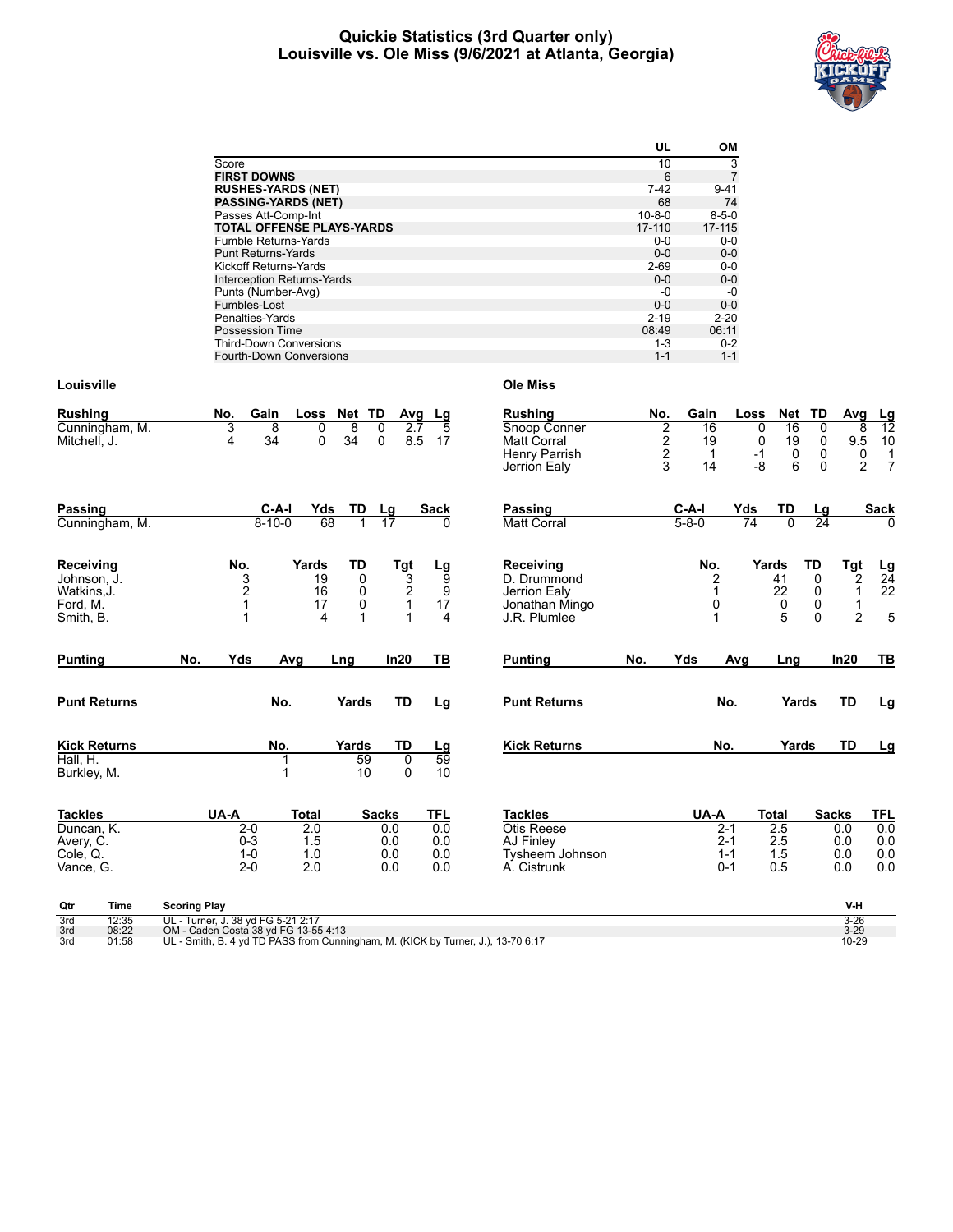# Quickie Statistics (3rd Quarter only)
## Louisville vs. Ole Miss (9/6/2021 at Atlanta, Georgia)

| | UL | OM |
|---|---|---|
| Score | 10 | 3 |
| **FIRST DOWNS** | 6 | 7 |
| **RUSHES-YARDS (NET)** | 7-42 | 9-41 |
| **PASSING-YARDS (NET)** | 68 | 74 |
| Passes Att-Comp-Int | 10-8-0 | 8-5-0 |
| **TOTAL OFFENSE PLAYS-YARDS** | 17-110 | 17-115 |
| Fumble Returns-Yards | 0-0 | 0-0 |
| Punt Returns-Yards | 0-0 | 0-0 |
| Kickoff Returns-Yards | 2-69 | 0-0 |
| Interception Returns-Yards | 0-0 | 0-0 |
| Punts (Number-Avg) | -0 | -0 |
| Fumbles-Lost | 0-0 | 0-0 |
| Penalties-Yards | 2-19 | 2-20 |
| Possession Time | 08:49 | 06:11 |
| Third-Down Conversions | 1-3 | 0-2 |
| Fourth-Down Conversions | 1-1 | 1-1 |

## Louisville

| Rushing | No. | Gain | Loss | Net | TD | Avg | Lg |
|---|---|---|---|---|---|---|---|
| Cunningham, M. | 3 | 8 | 0 | 8 | 0 | 2.7 | 5 |
| Mitchell, J. | 4 | 34 | 0 | 34 | 0 | 8.5 | 17 |

| Passing | C-A-I | Yds | TD | Lg | Sack |
|---|---|---|---|---|---|
| Cunningham, M. | 8-10-0 | 68 | 1 | 17 | 0 |

| Receiving | No. | Yards | TD | Tgt | Lg |
|---|---|---|---|---|---|
| Johnson, J. | 3 | 19 | 0 | 3 | 9 |
| Watkins,J. | 2 | 16 | 0 | 2 | 9 |
| Ford, M. | 1 | 17 | 0 | 1 | 17 |
| Smith, B. | 1 | 4 | 1 | 1 | 4 |

| Punting | No. | Yds | Avg | Lng | In20 | TB |
|---|---|---|---|---|---|---|

| Punt Returns | No. | Yards | TD | Lg |
|---|---|---|---|---|

| Kick Returns | No. | Yards | TD | Lg |
|---|---|---|---|---|
| Hall, H. | 1 | 59 | 0 | 59 |
| Burkley, M. | 1 | 10 | 0 | 10 |

| Tackles | UA-A | Total | Sacks | TFL |
|---|---|---|---|---|
| Duncan, K. | 2-0 | 2.0 | 0.0 | 0.0 |
| Avery, C. | 0-3 | 1.5 | 0.0 | 0.0 |
| Cole, Q. | 1-0 | 1.0 | 0.0 | 0.0 |
| Vance, G. | 2-0 | 2.0 | 0.0 | 0.0 |

## Ole Miss

| Rushing | No. | Gain | Loss | Net | TD | Avg | Lg |
|---|---|---|---|---|---|---|---|
| Snoop Conner | 2 | 16 | 0 | 16 | 0 | 8 | 12 |
| Matt Corral | 2 | 19 | 0 | 19 | 0 | 9.5 | 10 |
| Henry Parrish | 2 | 1 | -1 | 0 | 0 | 0 | 1 |
| Jerrion Ealy | 3 | 14 | -8 | 6 | 0 | 2 | 7 |

| Passing | C-A-I | Yds | TD | Lg | Sack |
|---|---|---|---|---|---|
| Matt Corral | 5-8-0 | 74 | 0 | 24 | 0 |

| Receiving | No. | Yards | TD | Tgt | Lg |
|---|---|---|---|---|---|
| D. Drummond | 2 | 41 | 0 | 2 | 24 |
| Jerrion Ealy | 1 | 22 | 0 | 1 | 22 |
| Jonathan Mingo | 0 | 0 | 0 | 1 | |
| J.R. Plumlee | 1 | 5 | 0 | 2 | 5 |

| Punting | No. | Yds | Avg | Lng | In20 | TB |
|---|---|---|---|---|---|---|

| Punt Returns | No. | Yards | TD | Lg |
|---|---|---|---|---|

| Kick Returns | No. | Yards | TD | Lg |
|---|---|---|---|---|

| Tackles | UA-A | Total | Sacks | TFL |
|---|---|---|---|---|
| Otis Reese | 2-1 | 2.5 | 0.0 | 0.0 |
| AJ Finley | 2-1 | 2.5 | 0.0 | 0.0 |
| Tysheem Johnson | 1-1 | 1.5 | 0.0 | 0.0 |
| A. Cistrunk | 0-1 | 0.5 | 0.0 | 0.0 |

| Qtr | Time | Scoring Play | V-H |
|---|---|---|---|
| 3rd | 12:35 | UL - Turner, J. 38 yd FG 5-21 2:17 | 3-26 |
| 3rd | 08:22 | OM - Caden Costa 38 yd FG 13-55 4:13 | 3-29 |
| 3rd | 01:58 | UL - Smith, B. 4 yd TD PASS from Cunningham, M. (KICK by Turner, J.), 13-70 6:17 | 10-29 |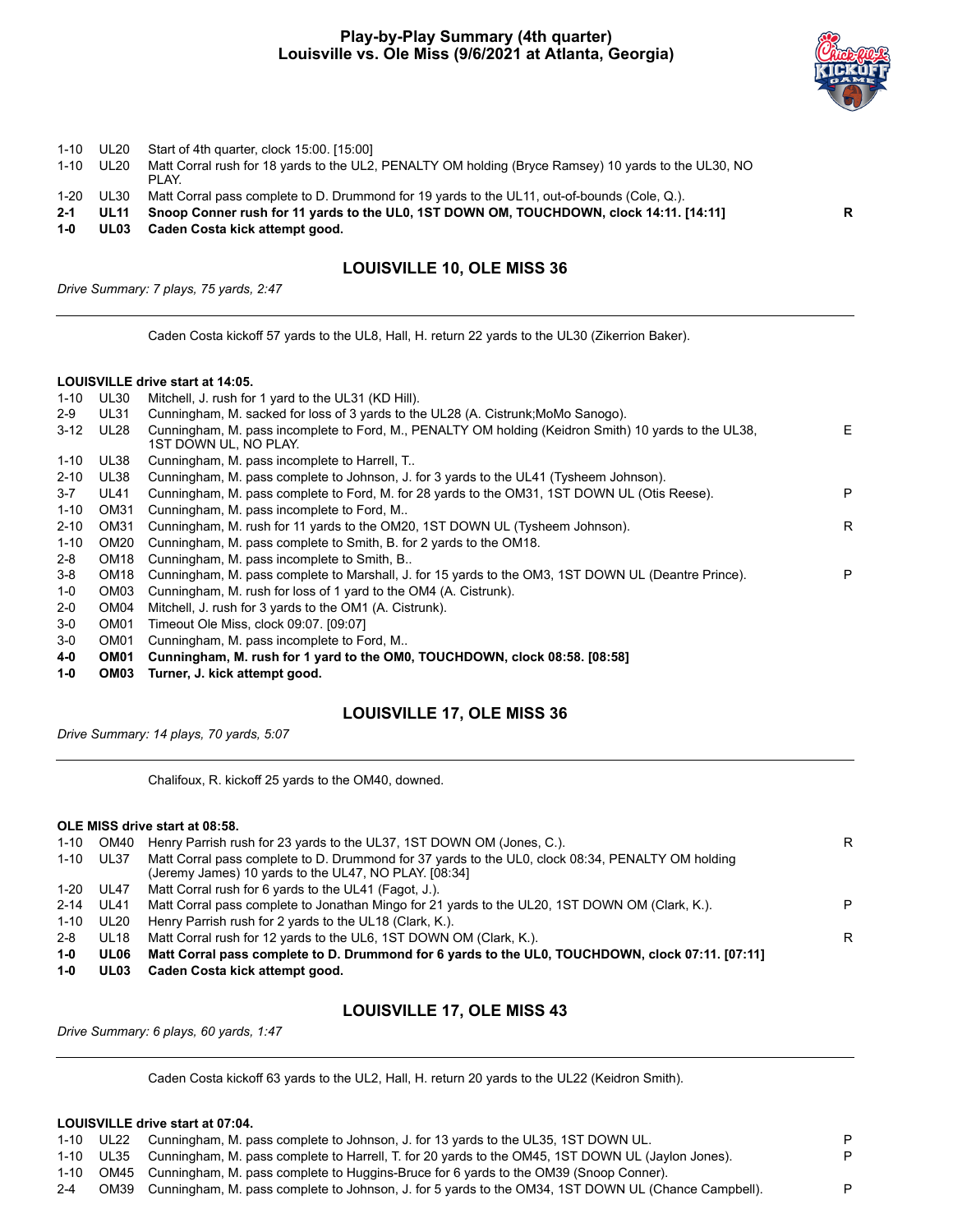## Play-by-Play Summary (4th quarter)
## Louisville vs. Ole Miss (9/6/2021 at Atlanta, Georgia)

| | | | |
|---|---|---|---|
| 1-10 | UL20 | Start of 4th quarter, clock 15:00. [15:00] | |
| 1-10 | UL20 | Matt Corral rush for 18 yards to the UL2, PENALTY OM holding (Bryce Ramsey) 10 yards to the UL30, NO PLAY. | |
| 1-20 | UL30 | Matt Corral pass complete to D. Drummond for 19 yards to the UL11, out-of-bounds (Cole, Q.). | |
| **2-1** | **UL11** | **Snoop Conner rush for 11 yards to the UL0, 1ST DOWN OM, TOUCHDOWN, clock 14:11. [14:11]** | **R** |
| **1-0** | **UL03** | **Caden Costa kick attempt good.** | |

### LOUISVILLE 10, OLE MISS 36

*Drive Summary: 7 plays, 75 yards, 2:47*

Caden Costa kickoff 57 yards to the UL8, Hall, H. return 22 yards to the UL30 (Zikerrion Baker).

**LOUISVILLE drive start at 14:05.**

| | | | |
|---|---|---|---|
| 1-10 | UL30 | Mitchell, J. rush for 1 yard to the UL31 (KD Hill). | |
| 2-9 | UL31 | Cunningham, M. sacked for loss of 3 yards to the UL28 (A. Cistrunk;MoMo Sanogo). | |
| 3-12 | UL28 | Cunningham, M. pass incomplete to Ford, M., PENALTY OM holding (Keidron Smith) 10 yards to the UL38, 1ST DOWN UL, NO PLAY. | E |
| 1-10 | UL38 | Cunningham, M. pass incomplete to Harrell, T.. | |
| 2-10 | UL38 | Cunningham, M. pass complete to Johnson, J. for 3 yards to the UL41 (Tysheem Johnson). | |
| 3-7 | UL41 | Cunningham, M. pass complete to Ford, M. for 28 yards to the OM31, 1ST DOWN UL (Otis Reese). | P |
| 1-10 | OM31 | Cunningham, M. pass incomplete to Ford, M.. | |
| 2-10 | OM31 | Cunningham, M. rush for 11 yards to the OM20, 1ST DOWN UL (Tysheem Johnson). | R |
| 1-10 | OM20 | Cunningham, M. pass complete to Smith, B. for 2 yards to the OM18. | |
| 2-8 | OM18 | Cunningham, M. pass incomplete to Smith, B.. | |
| 3-8 | OM18 | Cunningham, M. pass complete to Marshall, J. for 15 yards to the OM3, 1ST DOWN UL (Deantre Prince). | P |
| 1-0 | OM03 | Cunningham, M. rush for loss of 1 yard to the OM4 (A. Cistrunk). | |
| 2-0 | OM04 | Mitchell, J. rush for 3 yards to the OM1 (A. Cistrunk). | |
| 3-0 | OM01 | Timeout Ole Miss, clock 09:07. [09:07] | |
| 3-0 | OM01 | Cunningham, M. pass incomplete to Ford, M.. | |
| **4-0** | **OM01** | **Cunningham, M. rush for 1 yard to the OM0, TOUCHDOWN, clock 08:58. [08:58]** | |
| **1-0** | **OM03** | **Turner, J. kick attempt good.** | |

### LOUISVILLE 17, OLE MISS 36

*Drive Summary: 14 plays, 70 yards, 5:07*

Chalifoux, R. kickoff 25 yards to the OM40, downed.

**OLE MISS drive start at 08:58.**

| | | | |
|---|---|---|---|
| 1-10 | OM40 | Henry Parrish rush for 23 yards to the UL37, 1ST DOWN OM (Jones, C.). | R |
| 1-10 | UL37 | Matt Corral pass complete to D. Drummond for 37 yards to the UL0, clock 08:34, PENALTY OM holding (Jeremy James) 10 yards to the UL47, NO PLAY. [08:34] | |
| 1-20 | UL47 | Matt Corral rush for 6 yards to the UL41 (Fagot, J.). | |
| 2-14 | UL41 | Matt Corral pass complete to Jonathan Mingo for 21 yards to the UL20, 1ST DOWN OM (Clark, K.). | P |
| 1-10 | UL20 | Henry Parrish rush for 2 yards to the UL18 (Clark, K.). | |
| 2-8 | UL18 | Matt Corral rush for 12 yards to the UL6, 1ST DOWN OM (Clark, K.). | R |
| **1-0** | **UL06** | **Matt Corral pass complete to D. Drummond for 6 yards to the UL0, TOUCHDOWN, clock 07:11. [07:11]** | |
| **1-0** | **UL03** | **Caden Costa kick attempt good.** | |

### LOUISVILLE 17, OLE MISS 43

*Drive Summary: 6 plays, 60 yards, 1:47*

Caden Costa kickoff 63 yards to the UL2, Hall, H. return 20 yards to the UL22 (Keidron Smith).

**LOUISVILLE drive start at 07:04.**

| | | | |
|---|---|---|---|
| 1-10 | UL22 | Cunningham, M. pass complete to Johnson, J. for 13 yards to the UL35, 1ST DOWN UL. | P |
| 1-10 | UL35 | Cunningham, M. pass complete to Harrell, T. for 20 yards to the OM45, 1ST DOWN UL (Jaylon Jones). | P |
| 1-10 | OM45 | Cunningham, M. pass complete to Huggins-Bruce for 6 yards to the OM39 (Snoop Conner). | |
| 2-4 | OM39 | Cunningham, M. pass complete to Johnson, J. for 5 yards to the OM34, 1ST DOWN UL (Chance Campbell). | P |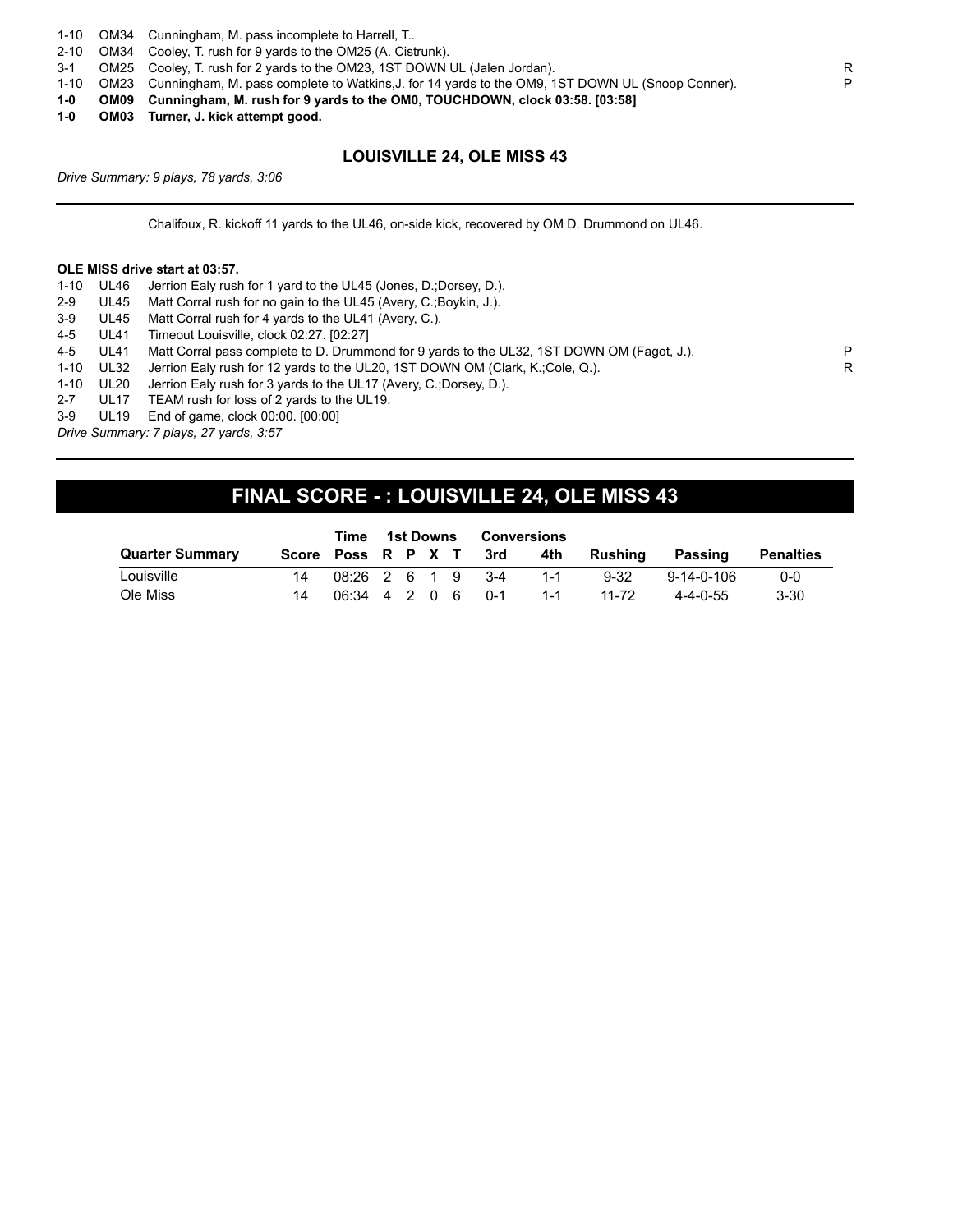| | | | |
|---|---|---|---|
| 1-10 | OM34 | Cunningham, M. pass incomplete to Harrell, T.. | |
| 2-10 | OM34 | Cooley, T. rush for 9 yards to the OM25 (A. Cistrunk). | |
| 3-1 | OM25 | Cooley, T. rush for 2 yards to the OM23, 1ST DOWN UL (Jalen Jordan). | R |
| 1-10 | OM23 | Cunningham, M. pass complete to Watkins,J. for 14 yards to the OM9, 1ST DOWN UL (Snoop Conner). | P |
| **1-0** | **OM09** | **Cunningham, M. rush for 9 yards to the OM0, TOUCHDOWN, clock 03:58. [03:58]** | |
| **1-0** | **OM03** | **Turner, J. kick attempt good.** | |

### LOUISVILLE 24, OLE MISS 43

*Drive Summary: 9 plays, 78 yards, 3:06*

---

Chalifoux, R. kickoff 11 yards to the UL46, on-side kick, recovered by OM D. Drummond on UL46.

**OLE MISS drive start at 03:57.**

| | | | |
|---|---|---|---|
| 1-10 | UL46 | Jerrion Ealy rush for 1 yard to the UL45 (Jones, D.;Dorsey, D.). | |
| 2-9 | UL45 | Matt Corral rush for no gain to the UL45 (Avery, C.;Boykin, J.). | |
| 3-9 | UL45 | Matt Corral rush for 4 yards to the UL41 (Avery, C.). | |
| 4-5 | UL41 | Timeout Louisville, clock 02:27. [02:27] | |
| 4-5 | UL41 | Matt Corral pass complete to D. Drummond for 9 yards to the UL32, 1ST DOWN OM (Fagot, J.). | P |
| 1-10 | UL32 | Jerrion Ealy rush for 12 yards to the UL20, 1ST DOWN OM (Clark, K.;Cole, Q.). | R |
| 1-10 | UL20 | Jerrion Ealy rush for 3 yards to the UL17 (Avery, C.;Dorsey, D.). | |
| 2-7 | UL17 | TEAM rush for loss of 2 yards to the UL19. | |
| 3-9 | UL19 | End of game, clock 00:00. [00:00] | |

*Drive Summary: 7 plays, 27 yards, 3:57*

---

## FINAL SCORE - : LOUISVILLE 24, OLE MISS 43

| | | Time | 1st Downs | | | | Conversions | | | | |
|---|---|---|---|---|---|---|---|---|---|---|---|
| **Quarter Summary** | **Score** | **Poss** | **R** | **P** | **X** | **T** | **3rd** | **4th** | **Rushing** | **Passing** | **Penalties** |
| Louisville | 14 | 08:26 | 2 | 6 | 1 | 9 | 3-4 | 1-1 | 9-32 | 9-14-0-106 | 0-0 |
| Ole Miss | 14 | 06:34 | 4 | 2 | 0 | 6 | 0-1 | 1-1 | 11-72 | 4-4-0-55 | 3-30 |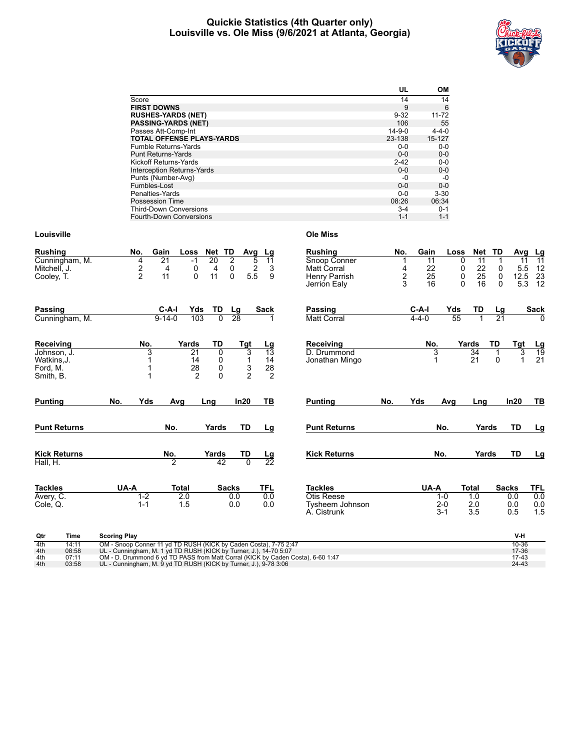# Quickie Statistics (4th Quarter only)
## Louisville vs. Ole Miss (9/6/2021 at Atlanta, Georgia)

| | UL | OM |
|---|---|---|
| Score | 14 | 14 |
| **FIRST DOWNS** | 9 | 6 |
| **RUSHES-YARDS (NET)** | 9-32 | 11-72 |
| **PASSING-YARDS (NET)** | 106 | 55 |
| Passes Att-Comp-Int | 14-9-0 | 4-4-0 |
| **TOTAL OFFENSE PLAYS-YARDS** | 23-138 | 15-127 |
| Fumble Returns-Yards | 0-0 | 0-0 |
| Punt Returns-Yards | 0-0 | 0-0 |
| Kickoff Returns-Yards | 2-42 | 0-0 |
| Interception Returns-Yards | 0-0 | 0-0 |
| Punts (Number-Avg) | -0 | -0 |
| Fumbles-Lost | 0-0 | 0-0 |
| Penalties-Yards | 0-0 | 3-30 |
| Possession Time | 08:26 | 06:34 |
| Third-Down Conversions | 3-4 | 0-1 |
| Fourth-Down Conversions | 1-1 | 1-1 |

### Louisville

| Rushing | No. | Gain | Loss | Net | TD | Avg | Lg |
|---|---|---|---|---|---|---|---|
| Cunningham, M. | 4 | 21 | -1 | 20 | 2 | 5 | 11 |
| Mitchell, J. | 2 | 4 | 0 | 4 | 0 | 2 | 3 |
| Cooley, T. | 2 | 11 | 0 | 11 | 0 | 5.5 | 9 |

| Passing | C-A-I | Yds | TD | Lg | Sack |
|---|---|---|---|---|---|
| Cunningham, M. | 9-14-0 | 103 | 0 | 28 | 1 |

| Receiving | No. | Yards | TD | Tgt | Lg |
|---|---|---|---|---|---|
| Johnson, J. | 3 | 21 | 0 | 3 | 13 |
| Watkins,J. | 1 | 14 | 0 | 1 | 14 |
| Ford, M. | 1 | 28 | 0 | 3 | 28 |
| Smith, B. | 1 | 2 | 0 | 2 | 2 |

| Punting | No. | Yds | Avg | Lng | In20 | TB |
|---|---|---|---|---|---|---|

| Punt Returns | No. | Yards | TD | Lg |
|---|---|---|---|---|

| Kick Returns | No. | Yards | TD | Lg |
|---|---|---|---|---|
| Hall, H. | 2 | 42 | 0 | 22 |

| Tackles | UA-A | Total | Sacks | TFL |
|---|---|---|---|---|
| Avery, C. | 1-2 | 2.0 | 0.0 | 0.0 |
| Cole, Q. | 1-1 | 1.5 | 0.0 | 0.0 |

### Ole Miss

| Rushing | No. | Gain | Loss | Net | TD | Avg | Lg |
|---|---|---|---|---|---|---|---|
| Snoop Conner | 1 | 11 | 0 | 11 | 1 | 11 | 11 |
| Matt Corral | 4 | 22 | 0 | 22 | 0 | 5.5 | 12 |
| Henry Parrish | 2 | 25 | 0 | 25 | 0 | 12.5 | 23 |
| Jerrion Ealy | 3 | 16 | 0 | 16 | 0 | 5.3 | 12 |

| Passing | C-A-I | Yds | TD | Lg | Sack |
|---|---|---|---|---|---|
| Matt Corral | 4-4-0 | 55 | 1 | 21 | 0 |

| Receiving | No. | Yards | TD | Tgt | Lg |
|---|---|---|---|---|---|
| D. Drummond | 3 | 34 | 1 | 3 | 19 |
| Jonathan Mingo | 1 | 21 | 0 | 1 | 21 |

| Punting | No. | Yds | Avg | Lng | In20 | TB |
|---|---|---|---|---|---|---|

| Punt Returns | No. | Yards | TD | Lg |
|---|---|---|---|---|

| Kick Returns | No. | Yards | TD | Lg |
|---|---|---|---|---|

| Tackles | UA-A | Total | Sacks | TFL |
|---|---|---|---|---|
| Otis Reese | 1-0 | 1.0 | 0.0 | 0.0 |
| Tysheem Johnson | 2-0 | 2.0 | 0.0 | 0.0 |
| A. Cistrunk | 3-1 | 3.5 | 0.5 | 1.5 |

| Qtr | Time | Scoring Play | V-H |
|---|---|---|---|
| 4th | 14:11 | OM - Snoop Conner 11 yd TD RUSH (KICK by Caden Costa), 7-75 2:47 | 10-36 |
| 4th | 08:58 | UL - Cunningham, M. 1 yd TD RUSH (KICK by Turner, J.), 14-70 5:07 | 17-36 |
| 4th | 07:11 | OM - D. Drummond 6 yd TD PASS from Matt Corral (KICK by Caden Costa), 6-60 1:47 | 17-43 |
| 4th | 03:58 | UL - Cunningham, M. 9 yd TD RUSH (KICK by Turner, J.), 9-78 3:06 | 24-43 |